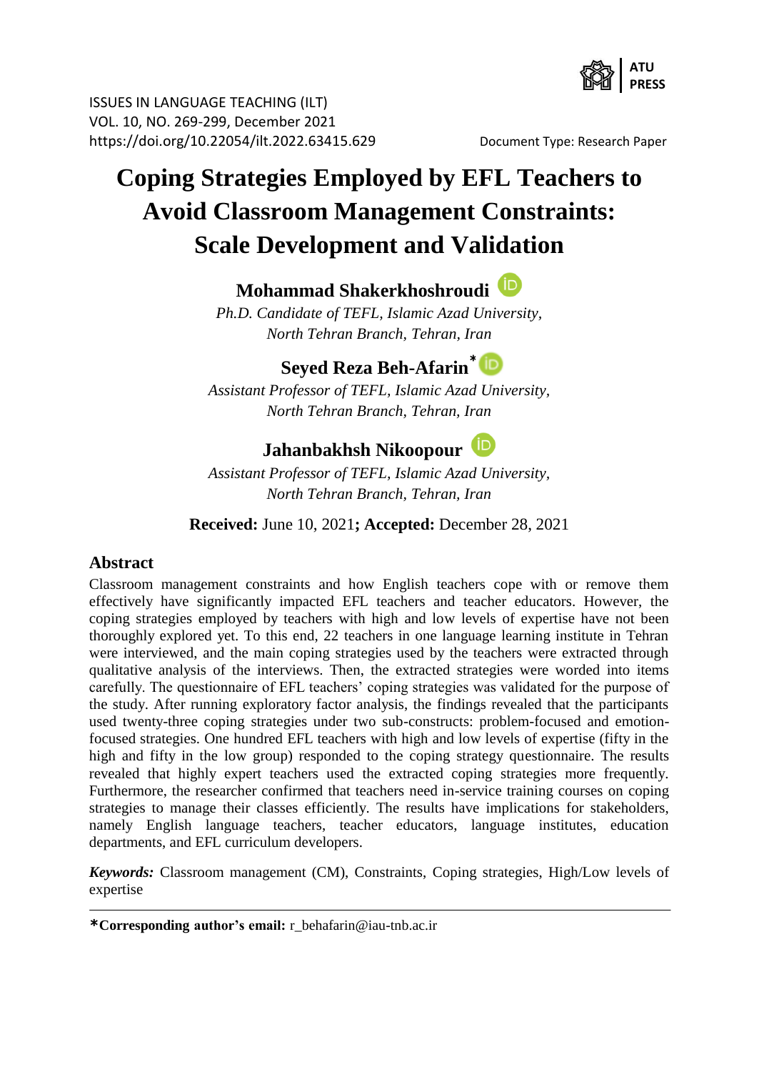ISSUES IN LANGUAGE TEACHING (ILT)
VOL. 10, NO. 269-299, December 2021
https://doi.org/10.22054/ilt.2022.63415.629

Document Type: Research Paper

# Coping Strategies Employed by EFL Teachers to Avoid Classroom Management Constraints: Scale Development and Validation

**Mohammad Shakerkhoshroudi**

*Ph.D. Candidate of TEFL, Islamic Azad University, North Tehran Branch, Tehran, Iran*

**Seyed Reza Beh-Afarin***

*Assistant Professor of TEFL, Islamic Azad University, North Tehran Branch, Tehran, Iran*

**Jahanbakhsh Nikoopour**

*Assistant Professor of TEFL, Islamic Azad University, North Tehran Branch, Tehran, Iran*

**Received:** June 10, 2021**; Accepted:** December 28, 2021

## Abstract

Classroom management constraints and how English teachers cope with or remove them effectively have significantly impacted EFL teachers and teacher educators. However, the coping strategies employed by teachers with high and low levels of expertise have not been thoroughly explored yet. To this end, 22 teachers in one language learning institute in Tehran were interviewed, and the main coping strategies used by the teachers were extracted through qualitative analysis of the interviews. Then, the extracted strategies were worded into items carefully. The questionnaire of EFL teachers' coping strategies was validated for the purpose of the study. After running exploratory factor analysis, the findings revealed that the participants used twenty-three coping strategies under two sub-constructs: problem-focused and emotion-focused strategies. One hundred EFL teachers with high and low levels of expertise (fifty in the high and fifty in the low group) responded to the coping strategy questionnaire. The results revealed that highly expert teachers used the extracted coping strategies more frequently. Furthermore, the researcher confirmed that teachers need in-service training courses on coping strategies to manage their classes efficiently. The results have implications for stakeholders, namely English language teachers, teacher educators, language institutes, education departments, and EFL curriculum developers.

***Keywords:*** Classroom management (CM), Constraints, Coping strategies, High/Low levels of expertise

---

***Corresponding author's email:** r_behafarin@iau-tnb.ac.ir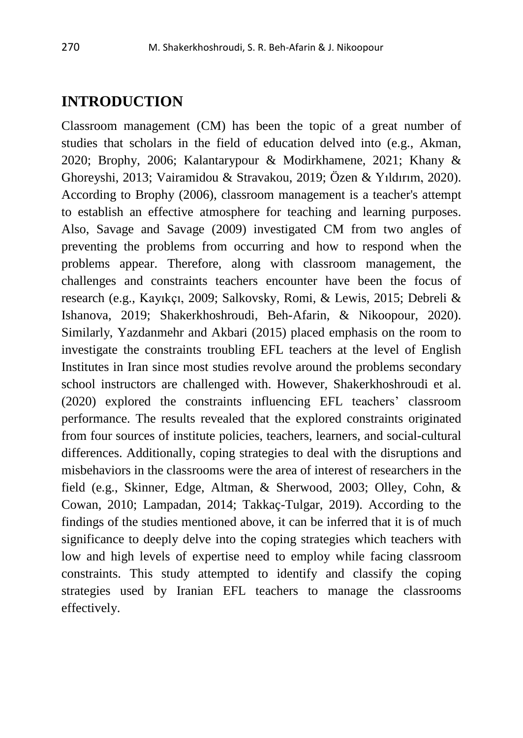## INTRODUCTION

Classroom management (CM) has been the topic of a great number of studies that scholars in the field of education delved into (e.g., Akman, 2020; Brophy, 2006; Kalantarypour & Modirkhamene, 2021; Khany & Ghoreyshi, 2013; Vairamidou & Stravakou, 2019; Özen & Yıldırım, 2020). According to Brophy (2006), classroom management is a teacher's attempt to establish an effective atmosphere for teaching and learning purposes. Also, Savage and Savage (2009) investigated CM from two angles of preventing the problems from occurring and how to respond when the problems appear. Therefore, along with classroom management, the challenges and constraints teachers encounter have been the focus of research (e.g., Kayıkçı, 2009; Salkovsky, Romi, & Lewis, 2015; Debreli & Ishanova, 2019; Shakerkhoshroudi, Beh-Afarin, & Nikoopour, 2020). Similarly, Yazdanmehr and Akbari (2015) placed emphasis on the room to investigate the constraints troubling EFL teachers at the level of English Institutes in Iran since most studies revolve around the problems secondary school instructors are challenged with. However, Shakerkhoshroudi et al. (2020) explored the constraints influencing EFL teachers' classroom performance. The results revealed that the explored constraints originated from four sources of institute policies, teachers, learners, and social-cultural differences. Additionally, coping strategies to deal with the disruptions and misbehaviors in the classrooms were the area of interest of researchers in the field (e.g., Skinner, Edge, Altman, & Sherwood, 2003; Olley, Cohn, & Cowan, 2010; Lampadan, 2014; Takkaç-Tulgar, 2019). According to the findings of the studies mentioned above, it can be inferred that it is of much significance to deeply delve into the coping strategies which teachers with low and high levels of expertise need to employ while facing classroom constraints. This study attempted to identify and classify the coping strategies used by Iranian EFL teachers to manage the classrooms effectively.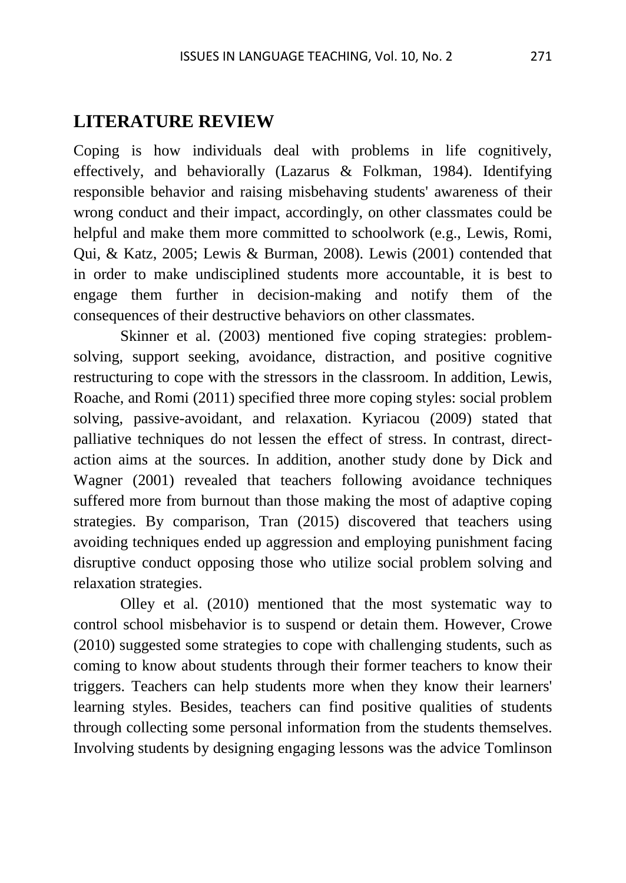## LITERATURE REVIEW

Coping is how individuals deal with problems in life cognitively, effectively, and behaviorally (Lazarus & Folkman, 1984). Identifying responsible behavior and raising misbehaving students' awareness of their wrong conduct and their impact, accordingly, on other classmates could be helpful and make them more committed to schoolwork (e.g., Lewis, Romi, Qui, & Katz, 2005; Lewis & Burman, 2008). Lewis (2001) contended that in order to make undisciplined students more accountable, it is best to engage them further in decision-making and notify them of the consequences of their destructive behaviors on other classmates.

Skinner et al. (2003) mentioned five coping strategies: problem-solving, support seeking, avoidance, distraction, and positive cognitive restructuring to cope with the stressors in the classroom. In addition, Lewis, Roache, and Romi (2011) specified three more coping styles: social problem solving, passive-avoidant, and relaxation. Kyriacou (2009) stated that palliative techniques do not lessen the effect of stress. In contrast, direct-action aims at the sources. In addition, another study done by Dick and Wagner (2001) revealed that teachers following avoidance techniques suffered more from burnout than those making the most of adaptive coping strategies. By comparison, Tran (2015) discovered that teachers using avoiding techniques ended up aggression and employing punishment facing disruptive conduct opposing those who utilize social problem solving and relaxation strategies.

Olley et al. (2010) mentioned that the most systematic way to control school misbehavior is to suspend or detain them. However, Crowe (2010) suggested some strategies to cope with challenging students, such as coming to know about students through their former teachers to know their triggers. Teachers can help students more when they know their learners' learning styles. Besides, teachers can find positive qualities of students through collecting some personal information from the students themselves. Involving students by designing engaging lessons was the advice Tomlinson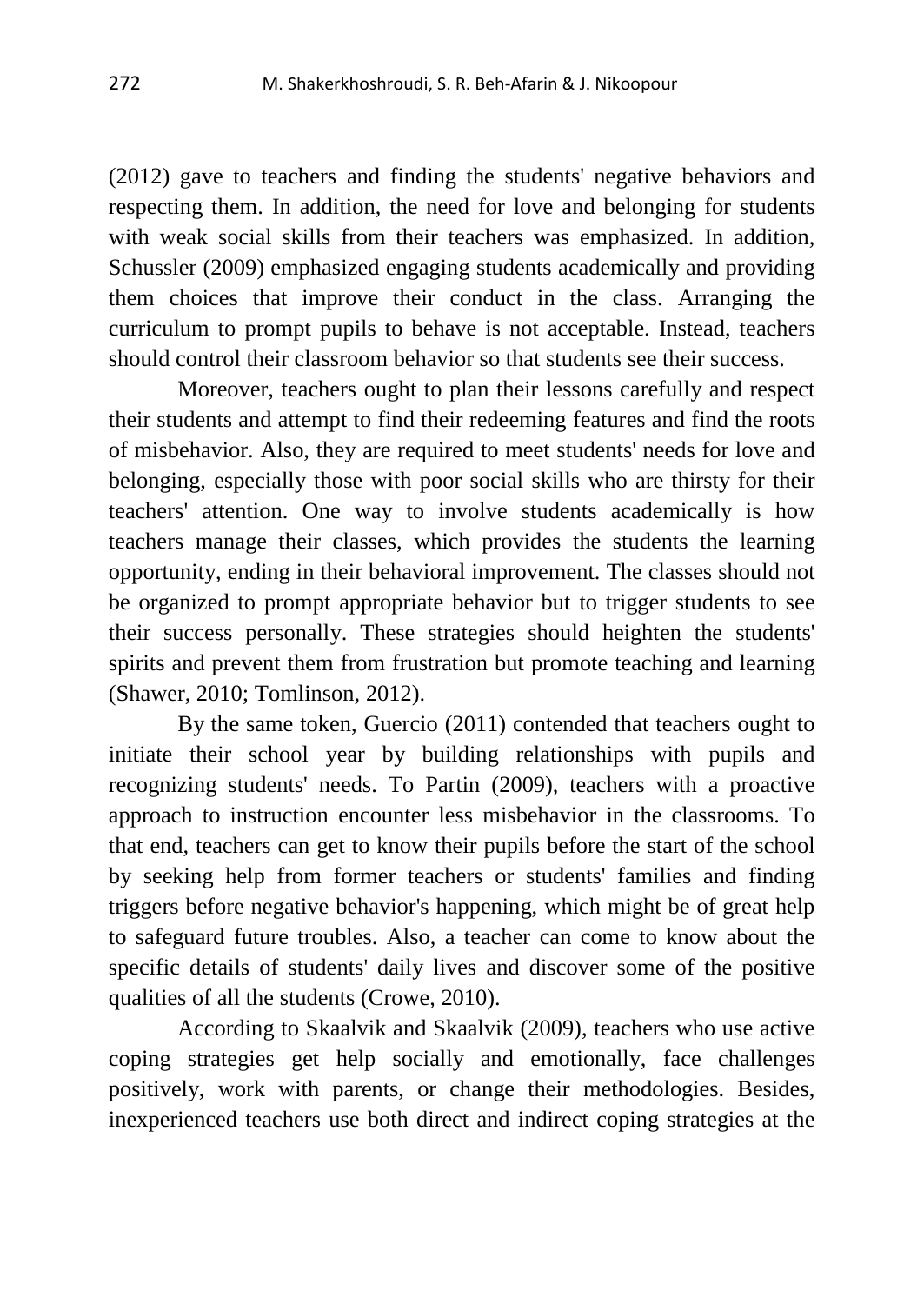(2012) gave to teachers and finding the students' negative behaviors and respecting them. In addition, the need for love and belonging for students with weak social skills from their teachers was emphasized. In addition, Schussler (2009) emphasized engaging students academically and providing them choices that improve their conduct in the class. Arranging the curriculum to prompt pupils to behave is not acceptable. Instead, teachers should control their classroom behavior so that students see their success.

Moreover, teachers ought to plan their lessons carefully and respect their students and attempt to find their redeeming features and find the roots of misbehavior. Also, they are required to meet students' needs for love and belonging, especially those with poor social skills who are thirsty for their teachers' attention. One way to involve students academically is how teachers manage their classes, which provides the students the learning opportunity, ending in their behavioral improvement. The classes should not be organized to prompt appropriate behavior but to trigger students to see their success personally. These strategies should heighten the students' spirits and prevent them from frustration but promote teaching and learning (Shawer, 2010; Tomlinson, 2012).

By the same token, Guercio (2011) contended that teachers ought to initiate their school year by building relationships with pupils and recognizing students' needs. To Partin (2009), teachers with a proactive approach to instruction encounter less misbehavior in the classrooms. To that end, teachers can get to know their pupils before the start of the school by seeking help from former teachers or students' families and finding triggers before negative behavior's happening, which might be of great help to safeguard future troubles. Also, a teacher can come to know about the specific details of students' daily lives and discover some of the positive qualities of all the students (Crowe, 2010).

According to Skaalvik and Skaalvik (2009), teachers who use active coping strategies get help socially and emotionally, face challenges positively, work with parents, or change their methodologies. Besides, inexperienced teachers use both direct and indirect coping strategies at the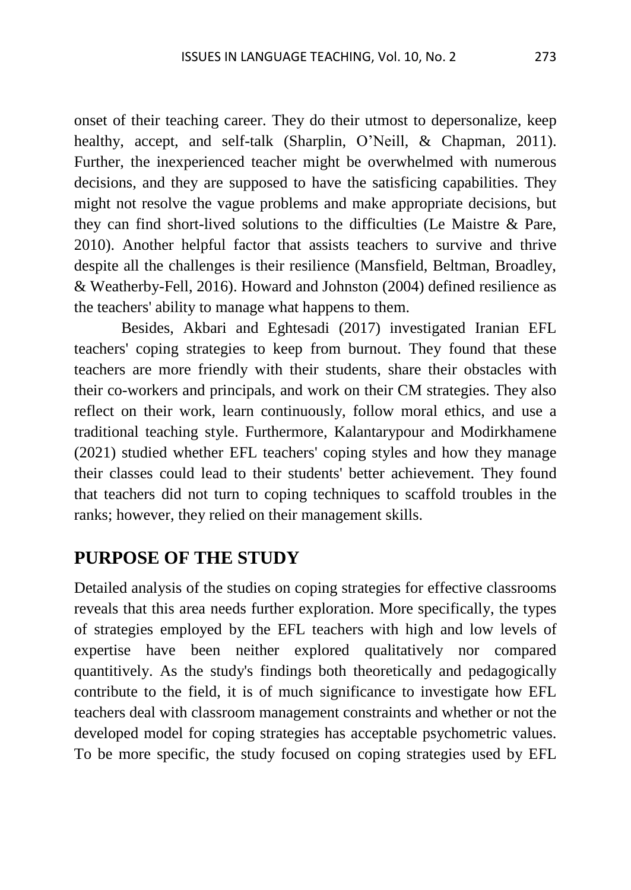onset of their teaching career. They do their utmost to depersonalize, keep healthy, accept, and self-talk (Sharplin, O'Neill, & Chapman, 2011). Further, the inexperienced teacher might be overwhelmed with numerous decisions, and they are supposed to have the satisficing capabilities. They might not resolve the vague problems and make appropriate decisions, but they can find short-lived solutions to the difficulties (Le Maistre & Pare, 2010). Another helpful factor that assists teachers to survive and thrive despite all the challenges is their resilience (Mansfield, Beltman, Broadley, & Weatherby-Fell, 2016). Howard and Johnston (2004) defined resilience as the teachers' ability to manage what happens to them.

Besides, Akbari and Eghtesadi (2017) investigated Iranian EFL teachers' coping strategies to keep from burnout. They found that these teachers are more friendly with their students, share their obstacles with their co-workers and principals, and work on their CM strategies. They also reflect on their work, learn continuously, follow moral ethics, and use a traditional teaching style. Furthermore, Kalantarypour and Modirkhamene (2021) studied whether EFL teachers' coping styles and how they manage their classes could lead to their students' better achievement. They found that teachers did not turn to coping techniques to scaffold troubles in the ranks; however, they relied on their management skills.

## PURPOSE OF THE STUDY

Detailed analysis of the studies on coping strategies for effective classrooms reveals that this area needs further exploration. More specifically, the types of strategies employed by the EFL teachers with high and low levels of expertise have been neither explored qualitatively nor compared quantitively. As the study's findings both theoretically and pedagogically contribute to the field, it is of much significance to investigate how EFL teachers deal with classroom management constraints and whether or not the developed model for coping strategies has acceptable psychometric values. To be more specific, the study focused on coping strategies used by EFL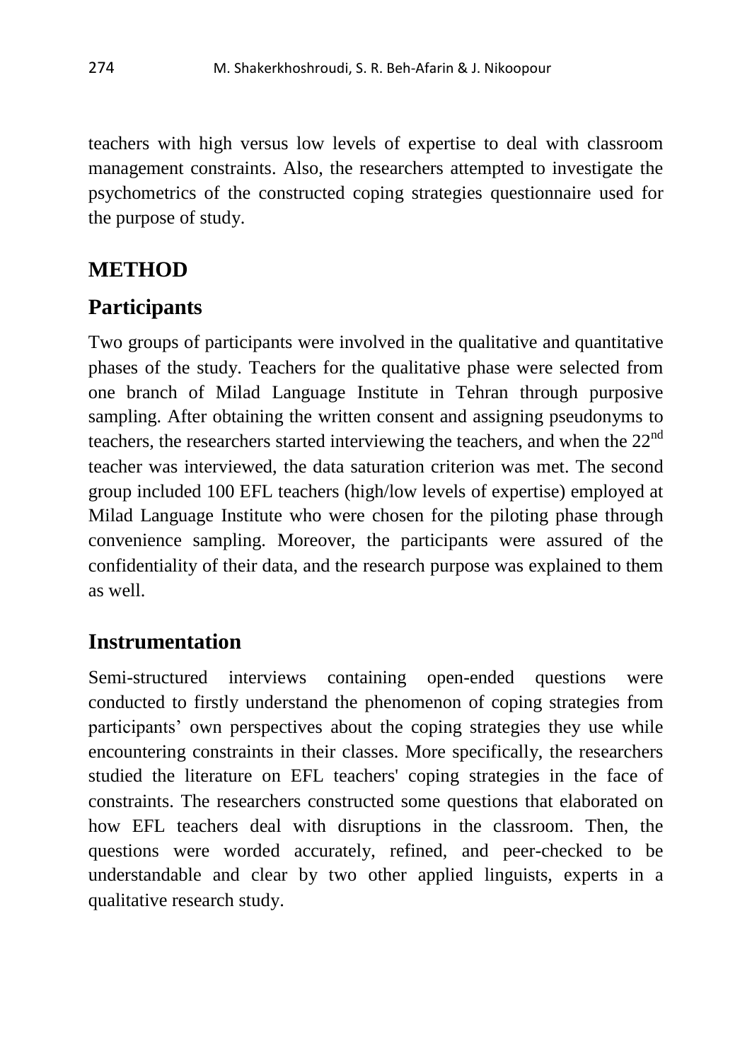teachers with high versus low levels of expertise to deal with classroom management constraints. Also, the researchers attempted to investigate the psychometrics of the constructed coping strategies questionnaire used for the purpose of study.

## METHOD

### Participants

Two groups of participants were involved in the qualitative and quantitative phases of the study. Teachers for the qualitative phase were selected from one branch of Milad Language Institute in Tehran through purposive sampling. After obtaining the written consent and assigning pseudonyms to teachers, the researchers started interviewing the teachers, and when the 22nd teacher was interviewed, the data saturation criterion was met. The second group included 100 EFL teachers (high/low levels of expertise) employed at Milad Language Institute who were chosen for the piloting phase through convenience sampling. Moreover, the participants were assured of the confidentiality of their data, and the research purpose was explained to them as well.

### Instrumentation

Semi-structured interviews containing open-ended questions were conducted to firstly understand the phenomenon of coping strategies from participants' own perspectives about the coping strategies they use while encountering constraints in their classes. More specifically, the researchers studied the literature on EFL teachers' coping strategies in the face of constraints. The researchers constructed some questions that elaborated on how EFL teachers deal with disruptions in the classroom. Then, the questions were worded accurately, refined, and peer-checked to be understandable and clear by two other applied linguists, experts in a qualitative research study.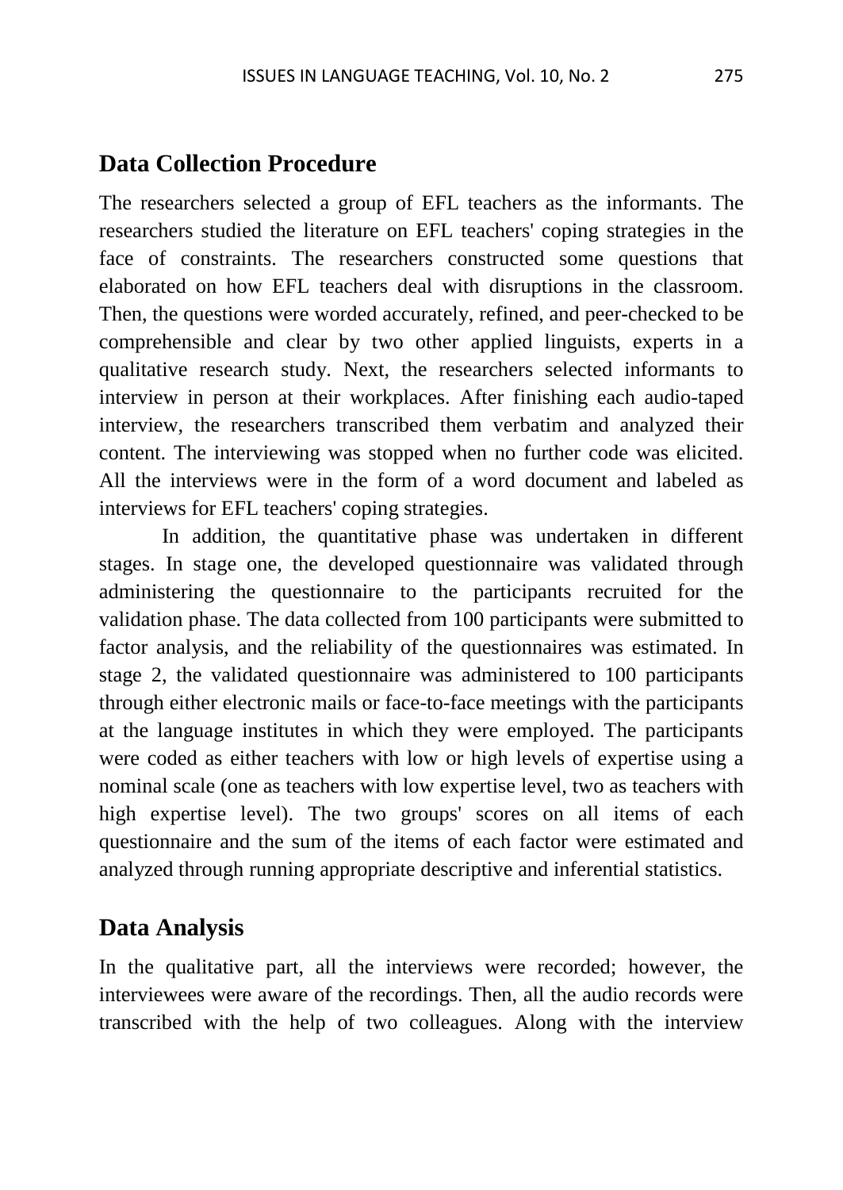## Data Collection Procedure

The researchers selected a group of EFL teachers as the informants. The researchers studied the literature on EFL teachers' coping strategies in the face of constraints. The researchers constructed some questions that elaborated on how EFL teachers deal with disruptions in the classroom. Then, the questions were worded accurately, refined, and peer-checked to be comprehensible and clear by two other applied linguists, experts in a qualitative research study. Next, the researchers selected informants to interview in person at their workplaces. After finishing each audio-taped interview, the researchers transcribed them verbatim and analyzed their content. The interviewing was stopped when no further code was elicited. All the interviews were in the form of a word document and labeled as interviews for EFL teachers' coping strategies.

In addition, the quantitative phase was undertaken in different stages. In stage one, the developed questionnaire was validated through administering the questionnaire to the participants recruited for the validation phase. The data collected from 100 participants were submitted to factor analysis, and the reliability of the questionnaires was estimated. In stage 2, the validated questionnaire was administered to 100 participants through either electronic mails or face-to-face meetings with the participants at the language institutes in which they were employed. The participants were coded as either teachers with low or high levels of expertise using a nominal scale (one as teachers with low expertise level, two as teachers with high expertise level). The two groups' scores on all items of each questionnaire and the sum of the items of each factor were estimated and analyzed through running appropriate descriptive and inferential statistics.

## Data Analysis

In the qualitative part, all the interviews were recorded; however, the interviewees were aware of the recordings. Then, all the audio records were transcribed with the help of two colleagues. Along with the interview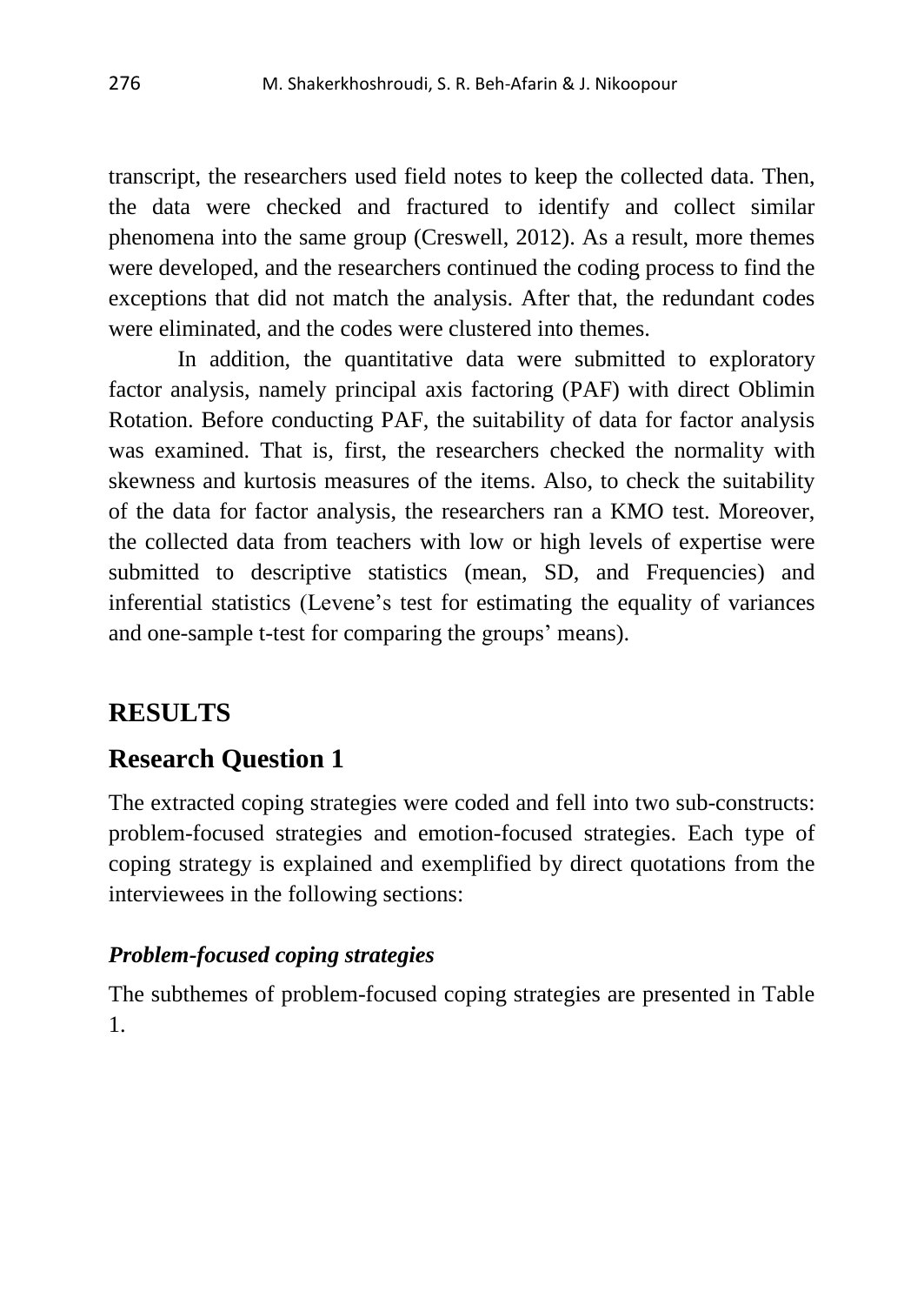transcript, the researchers used field notes to keep the collected data. Then, the data were checked and fractured to identify and collect similar phenomena into the same group (Creswell, 2012). As a result, more themes were developed, and the researchers continued the coding process to find the exceptions that did not match the analysis. After that, the redundant codes were eliminated, and the codes were clustered into themes.

In addition, the quantitative data were submitted to exploratory factor analysis, namely principal axis factoring (PAF) with direct Oblimin Rotation. Before conducting PAF, the suitability of data for factor analysis was examined. That is, first, the researchers checked the normality with skewness and kurtosis measures of the items. Also, to check the suitability of the data for factor analysis, the researchers ran a KMO test. Moreover, the collected data from teachers with low or high levels of expertise were submitted to descriptive statistics (mean, SD, and Frequencies) and inferential statistics (Levene's test for estimating the equality of variances and one-sample t-test for comparing the groups' means).

# RESULTS

## Research Question 1

The extracted coping strategies were coded and fell into two sub-constructs: problem-focused strategies and emotion-focused strategies. Each type of coping strategy is explained and exemplified by direct quotations from the interviewees in the following sections:

### *Problem-focused coping strategies*

The subthemes of problem-focused coping strategies are presented in Table 1.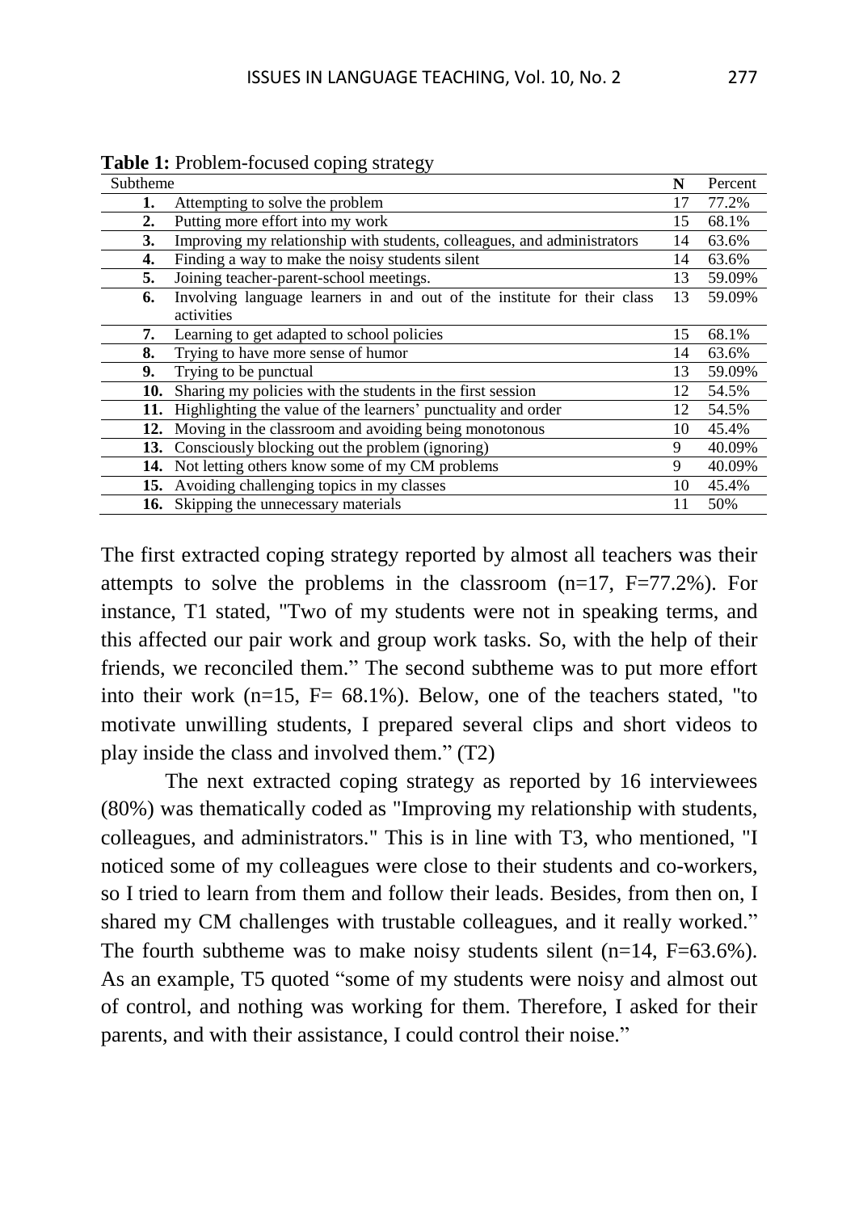**Table 1:** Problem-focused coping strategy

| Subtheme | N | Percent |
|---|---|---|
| **1.** Attempting to solve the problem | 17 | 77.2% |
| **2.** Putting more effort into my work | 15 | 68.1% |
| **3.** Improving my relationship with students, colleagues, and administrators | 14 | 63.6% |
| **4.** Finding a way to make the noisy students silent | 14 | 63.6% |
| **5.** Joining teacher-parent-school meetings. | 13 | 59.09% |
| **6.** Involving language learners in and out of the institute for their class activities | 13 | 59.09% |
| **7.** Learning to get adapted to school policies | 15 | 68.1% |
| **8.** Trying to have more sense of humor | 14 | 63.6% |
| **9.** Trying to be punctual | 13 | 59.09% |
| **10.** Sharing my policies with the students in the first session | 12 | 54.5% |
| **11.** Highlighting the value of the learners' punctuality and order | 12 | 54.5% |
| **12.** Moving in the classroom and avoiding being monotonous | 10 | 45.4% |
| **13.** Consciously blocking out the problem (ignoring) | 9 | 40.09% |
| **14.** Not letting others know some of my CM problems | 9 | 40.09% |
| **15.** Avoiding challenging topics in my classes | 10 | 45.4% |
| **16.** Skipping the unnecessary materials | 11 | 50% |

The first extracted coping strategy reported by almost all teachers was their attempts to solve the problems in the classroom (n=17, F=77.2%). For instance, T1 stated, "Two of my students were not in speaking terms, and this affected our pair work and group work tasks. So, with the help of their friends, we reconciled them." The second subtheme was to put more effort into their work (n=15, F= 68.1%). Below, one of the teachers stated, "to motivate unwilling students, I prepared several clips and short videos to play inside the class and involved them." (T2)

The next extracted coping strategy as reported by 16 interviewees (80%) was thematically coded as "Improving my relationship with students, colleagues, and administrators." This is in line with T3, who mentioned, "I noticed some of my colleagues were close to their students and co-workers, so I tried to learn from them and follow their leads. Besides, from then on, I shared my CM challenges with trustable colleagues, and it really worked." The fourth subtheme was to make noisy students silent (n=14, F=63.6%). As an example, T5 quoted "some of my students were noisy and almost out of control, and nothing was working for them. Therefore, I asked for their parents, and with their assistance, I could control their noise."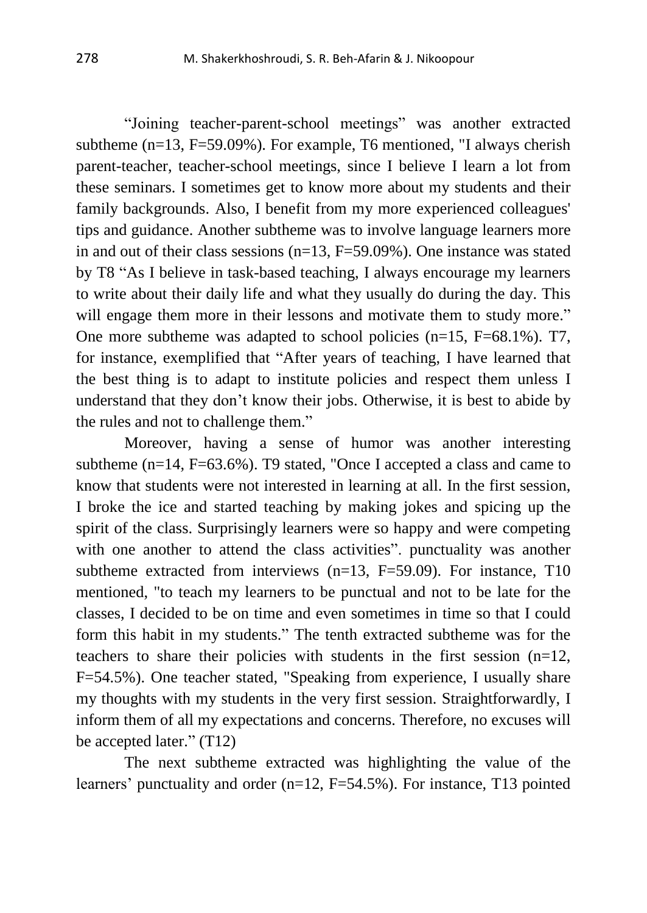"Joining teacher-parent-school meetings" was another extracted subtheme (n=13, F=59.09%). For example, T6 mentioned, "I always cherish parent-teacher, teacher-school meetings, since I believe I learn a lot from these seminars. I sometimes get to know more about my students and their family backgrounds. Also, I benefit from my more experienced colleagues' tips and guidance. Another subtheme was to involve language learners more in and out of their class sessions (n=13, F=59.09%). One instance was stated by T8 "As I believe in task-based teaching, I always encourage my learners to write about their daily life and what they usually do during the day. This will engage them more in their lessons and motivate them to study more." One more subtheme was adapted to school policies (n=15, F=68.1%). T7, for instance, exemplified that "After years of teaching, I have learned that the best thing is to adapt to institute policies and respect them unless I understand that they don't know their jobs. Otherwise, it is best to abide by the rules and not to challenge them."

Moreover, having a sense of humor was another interesting subtheme (n=14, F=63.6%). T9 stated, "Once I accepted a class and came to know that students were not interested in learning at all. In the first session, I broke the ice and started teaching by making jokes and spicing up the spirit of the class. Surprisingly learners were so happy and were competing with one another to attend the class activities". punctuality was another subtheme extracted from interviews (n=13, F=59.09). For instance, T10 mentioned, "to teach my learners to be punctual and not to be late for the classes, I decided to be on time and even sometimes in time so that I could form this habit in my students." The tenth extracted subtheme was for the teachers to share their policies with students in the first session (n=12, F=54.5%). One teacher stated, "Speaking from experience, I usually share my thoughts with my students in the very first session. Straightforwardly, I inform them of all my expectations and concerns. Therefore, no excuses will be accepted later." (T12)

The next subtheme extracted was highlighting the value of the learners' punctuality and order (n=12, F=54.5%). For instance, T13 pointed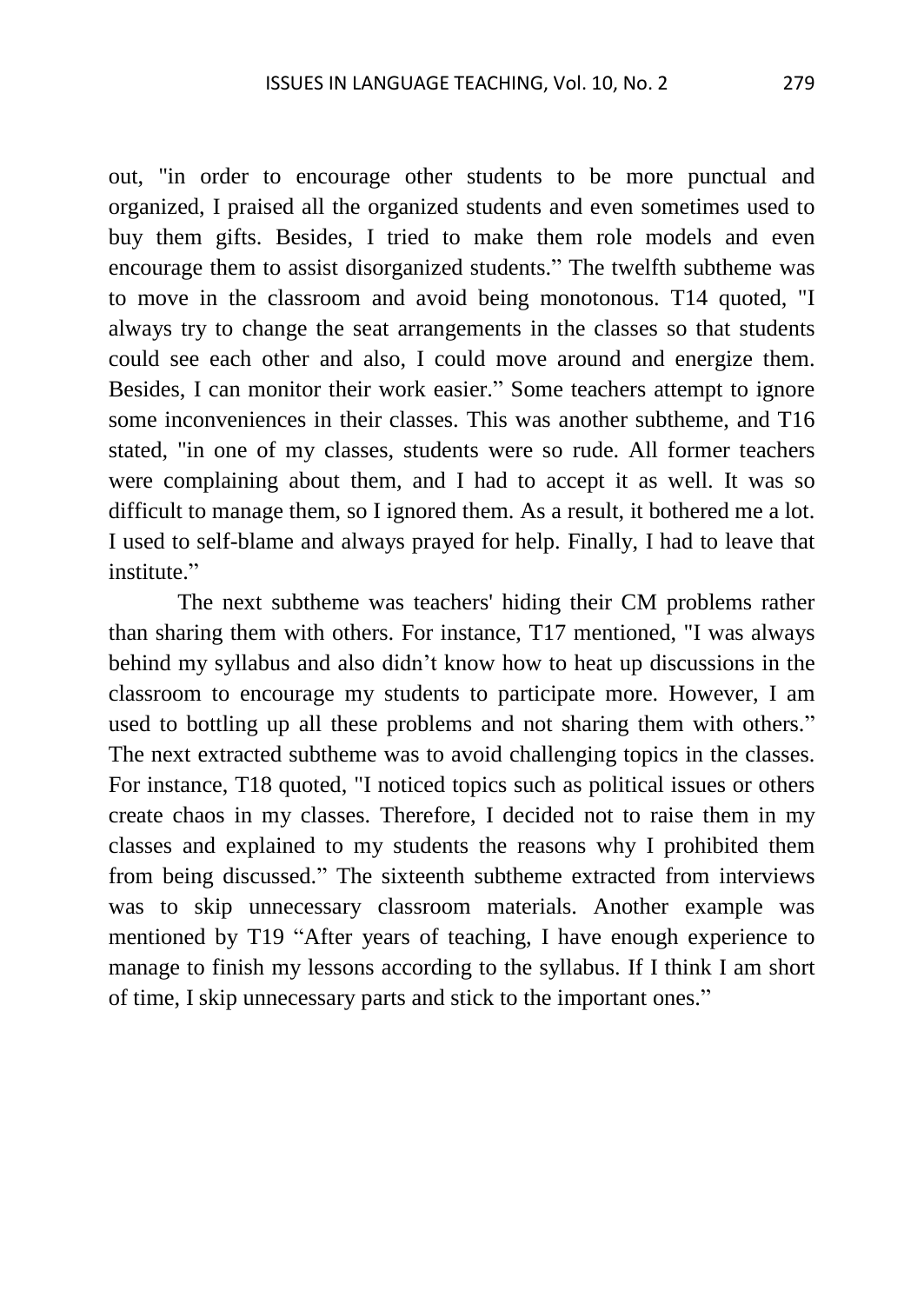out, "in order to encourage other students to be more punctual and organized, I praised all the organized students and even sometimes used to buy them gifts. Besides, I tried to make them role models and even encourage them to assist disorganized students." The twelfth subtheme was to move in the classroom and avoid being monotonous. T14 quoted, "I always try to change the seat arrangements in the classes so that students could see each other and also, I could move around and energize them. Besides, I can monitor their work easier." Some teachers attempt to ignore some inconveniences in their classes. This was another subtheme, and T16 stated, "in one of my classes, students were so rude. All former teachers were complaining about them, and I had to accept it as well. It was so difficult to manage them, so I ignored them. As a result, it bothered me a lot. I used to self-blame and always prayed for help. Finally, I had to leave that institute."

The next subtheme was teachers' hiding their CM problems rather than sharing them with others. For instance, T17 mentioned, "I was always behind my syllabus and also didn't know how to heat up discussions in the classroom to encourage my students to participate more. However, I am used to bottling up all these problems and not sharing them with others." The next extracted subtheme was to avoid challenging topics in the classes. For instance, T18 quoted, "I noticed topics such as political issues or others create chaos in my classes. Therefore, I decided not to raise them in my classes and explained to my students the reasons why I prohibited them from being discussed." The sixteenth subtheme extracted from interviews was to skip unnecessary classroom materials. Another example was mentioned by T19 "After years of teaching, I have enough experience to manage to finish my lessons according to the syllabus. If I think I am short of time, I skip unnecessary parts and stick to the important ones."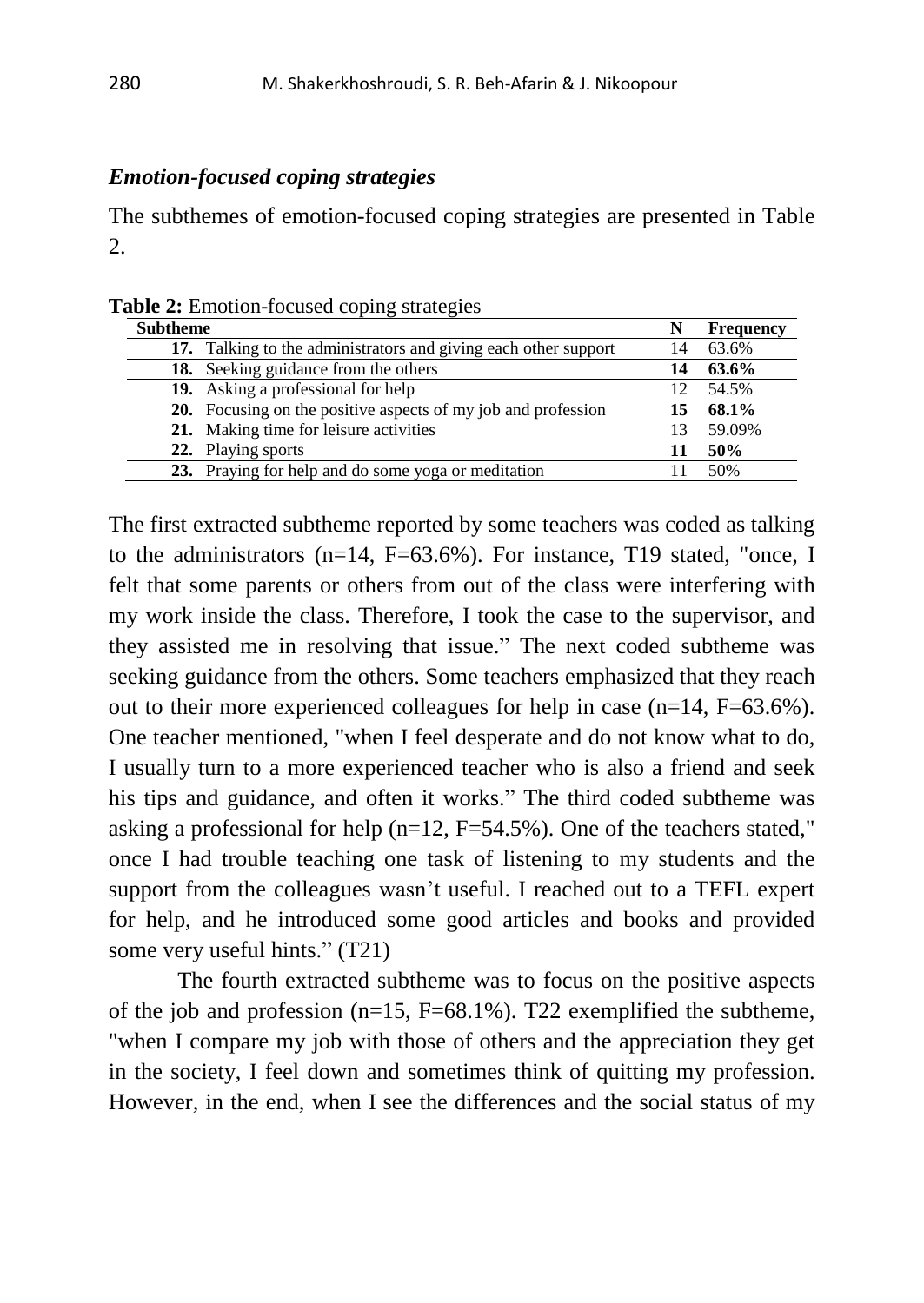### *Emotion-focused coping strategies*

The subthemes of emotion-focused coping strategies are presented in Table 2.

**Table 2:** Emotion-focused coping strategies

| Subtheme | N | Frequency |
|---|---|---|
| **17.** Talking to the administrators and giving each other support | 14 | 63.6% |
| **18.** Seeking guidance from the others | **14** | **63.6%** |
| **19.** Asking a professional for help | 12 | 54.5% |
| **20.** Focusing on the positive aspects of my job and profession | **15** | **68.1%** |
| **21.** Making time for leisure activities | 13 | 59.09% |
| **22.** Playing sports | **11** | **50%** |
| **23.** Praying for help and do some yoga or meditation | 11 | 50% |

The first extracted subtheme reported by some teachers was coded as talking to the administrators (n=14, F=63.6%). For instance, T19 stated, "once, I felt that some parents or others from out of the class were interfering with my work inside the class. Therefore, I took the case to the supervisor, and they assisted me in resolving that issue." The next coded subtheme was seeking guidance from the others. Some teachers emphasized that they reach out to their more experienced colleagues for help in case (n=14, F=63.6%). One teacher mentioned, "when I feel desperate and do not know what to do, I usually turn to a more experienced teacher who is also a friend and seek his tips and guidance, and often it works." The third coded subtheme was asking a professional for help (n=12, F=54.5%). One of the teachers stated," once I had trouble teaching one task of listening to my students and the support from the colleagues wasn't useful. I reached out to a TEFL expert for help, and he introduced some good articles and books and provided some very useful hints." (T21)

The fourth extracted subtheme was to focus on the positive aspects of the job and profession (n=15, F=68.1%). T22 exemplified the subtheme, "when I compare my job with those of others and the appreciation they get in the society, I feel down and sometimes think of quitting my profession. However, in the end, when I see the differences and the social status of my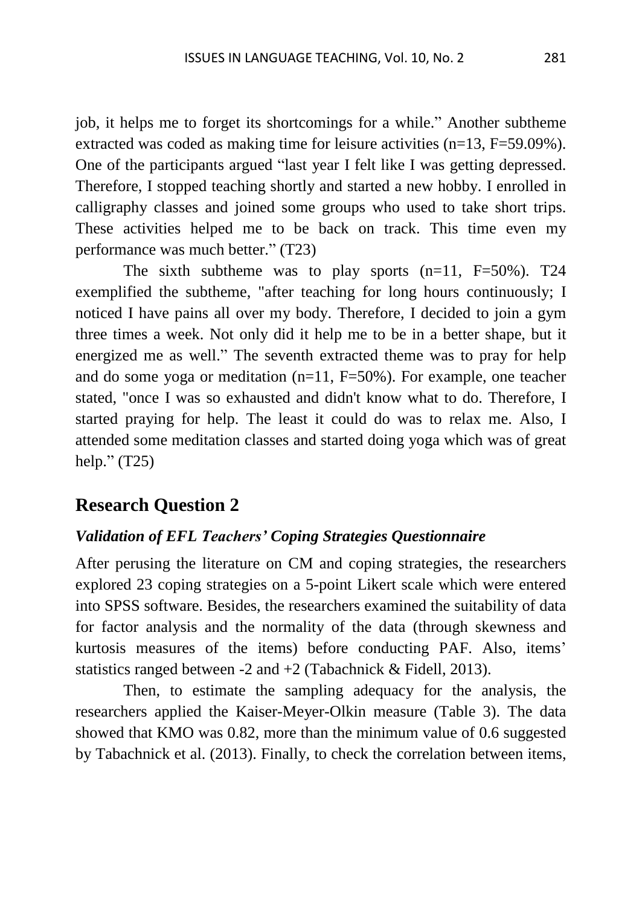job, it helps me to forget its shortcomings for a while." Another subtheme extracted was coded as making time for leisure activities (n=13, F=59.09%). One of the participants argued "last year I felt like I was getting depressed. Therefore, I stopped teaching shortly and started a new hobby. I enrolled in calligraphy classes and joined some groups who used to take short trips. These activities helped me to be back on track. This time even my performance was much better." (T23)

The sixth subtheme was to play sports (n=11, F=50%). T24 exemplified the subtheme, "after teaching for long hours continuously; I noticed I have pains all over my body. Therefore, I decided to join a gym three times a week. Not only did it help me to be in a better shape, but it energized me as well." The seventh extracted theme was to pray for help and do some yoga or meditation (n=11, F=50%). For example, one teacher stated, "once I was so exhausted and didn't know what to do. Therefore, I started praying for help. The least it could do was to relax me. Also, I attended some meditation classes and started doing yoga which was of great help." (T25)

## Research Question 2

### *Validation of EFL Teachers' Coping Strategies Questionnaire*

After perusing the literature on CM and coping strategies, the researchers explored 23 coping strategies on a 5-point Likert scale which were entered into SPSS software. Besides, the researchers examined the suitability of data for factor analysis and the normality of the data (through skewness and kurtosis measures of the items) before conducting PAF. Also, items' statistics ranged between -2 and +2 (Tabachnick & Fidell, 2013).

Then, to estimate the sampling adequacy for the analysis, the researchers applied the Kaiser-Meyer-Olkin measure (Table 3). The data showed that KMO was 0.82, more than the minimum value of 0.6 suggested by Tabachnick et al. (2013). Finally, to check the correlation between items,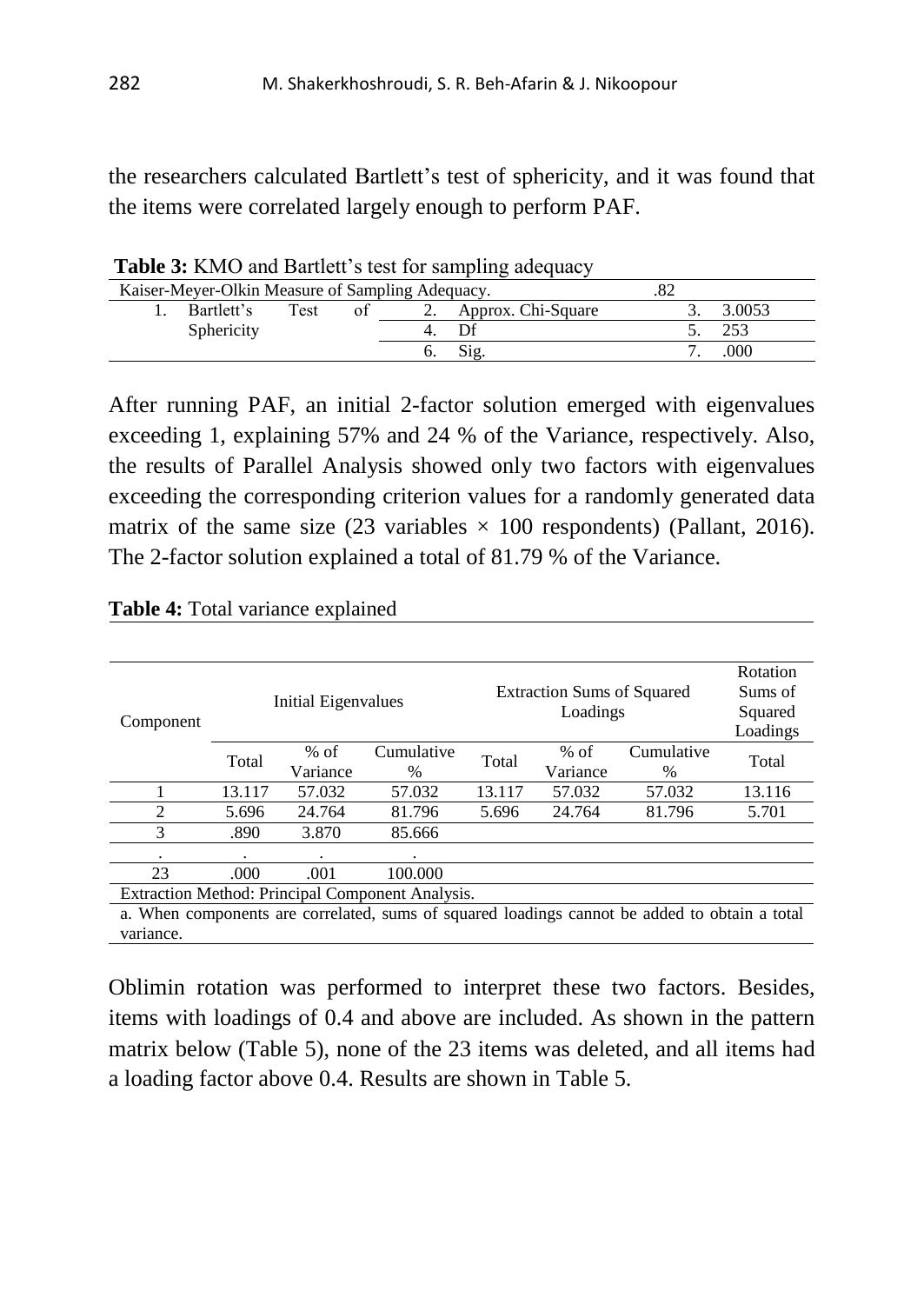the researchers calculated Bartlett's test of sphericity, and it was found that the items were correlated largely enough to perform PAF.

**Table 3:** KMO and Bartlett's test for sampling adequacy

| Kaiser-Meyer-Olkin Measure of Sampling Adequacy. | | .82 |
|---|---|---|
| 1. Bartlett's Test of Sphericity | 2. Approx. Chi-Square | 3. 3.0053 |
| | 4. Df | 5. 253 |
| | 6. Sig. | 7. .000 |

After running PAF, an initial 2-factor solution emerged with eigenvalues exceeding 1, explaining 57% and 24 % of the Variance, respectively. Also, the results of Parallel Analysis showed only two factors with eigenvalues exceeding the corresponding criterion values for a randomly generated data matrix of the same size (23 variables × 100 respondents) (Pallant, 2016). The 2-factor solution explained a total of 81.79 % of the Variance.

**Table 4:** Total variance explained

| Component | Initial Eigenvalues | | | Extraction Sums of Squared Loadings | | | Rotation Sums of Squared Loadings |
|---|---|---|---|---|---|---|---|
| | Total | % of Variance | Cumulative % | Total | % of Variance | Cumulative % | Total |
| 1 | 13.117 | 57.032 | 57.032 | 13.117 | 57.032 | 57.032 | 13.116 |
| 2 | 5.696 | 24.764 | 81.796 | 5.696 | 24.764 | 81.796 | 5.701 |
| 3 | .890 | 3.870 | 85.666 | | | | |
| . | . | . | . | | | | |
| 23 | .000 | .001 | 100.000 | | | | |

Extraction Method: Principal Component Analysis.

a. When components are correlated, sums of squared loadings cannot be added to obtain a total variance.

Oblimin rotation was performed to interpret these two factors. Besides, items with loadings of 0.4 and above are included. As shown in the pattern matrix below (Table 5), none of the 23 items was deleted, and all items had a loading factor above 0.4. Results are shown in Table 5.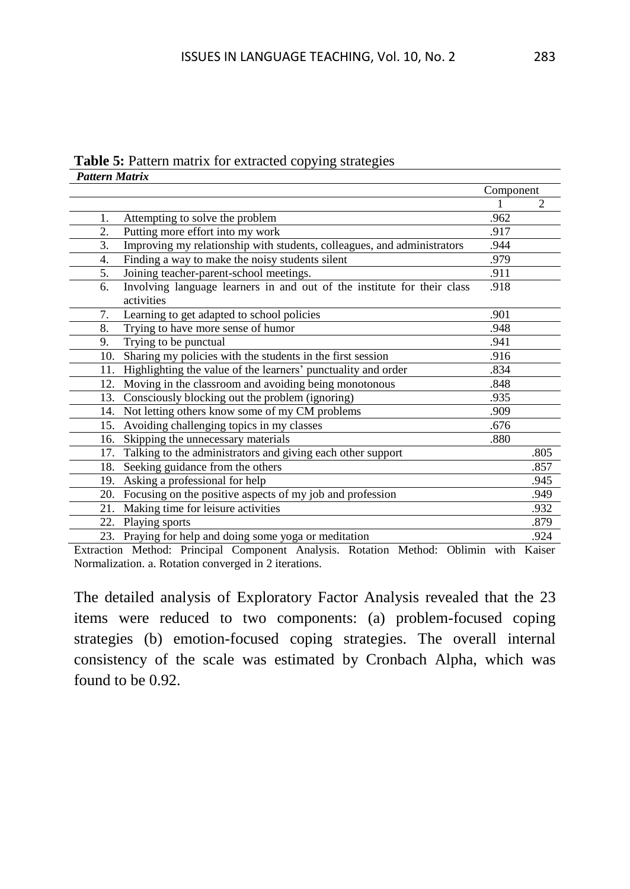**Table 5:** Pattern matrix for extracted copying strategies

***Pattern Matrix***

| | | Component | |
|---|---|---|---|
| | | 1 | 2 |
| 1. | Attempting to solve the problem | .962 | |
| 2. | Putting more effort into my work | .917 | |
| 3. | Improving my relationship with students, colleagues, and administrators | .944 | |
| 4. | Finding a way to make the noisy students silent | .979 | |
| 5. | Joining teacher-parent-school meetings. | .911 | |
| 6. | Involving language learners in and out of the institute for their class activities | .918 | |
| 7. | Learning to get adapted to school policies | .901 | |
| 8. | Trying to have more sense of humor | .948 | |
| 9. | Trying to be punctual | .941 | |
| 10. | Sharing my policies with the students in the first session | .916 | |
| 11. | Highlighting the value of the learners' punctuality and order | .834 | |
| 12. | Moving in the classroom and avoiding being monotonous | .848 | |
| 13. | Consciously blocking out the problem (ignoring) | .935 | |
| 14. | Not letting others know some of my CM problems | .909 | |
| 15. | Avoiding challenging topics in my classes | .676 | |
| 16. | Skipping the unnecessary materials | .880 | |
| 17. | Talking to the administrators and giving each other support | | .805 |
| 18. | Seeking guidance from the others | | .857 |
| 19. | Asking a professional for help | | .945 |
| 20. | Focusing on the positive aspects of my job and profession | | .949 |
| 21. | Making time for leisure activities | | .932 |
| 22. | Playing sports | | .879 |
| 23. | Praying for help and doing some yoga or meditation | | .924 |

Extraction Method: Principal Component Analysis. Rotation Method: Oblimin with Kaiser Normalization. a. Rotation converged in 2 iterations.

The detailed analysis of Exploratory Factor Analysis revealed that the 23 items were reduced to two components: (a) problem-focused coping strategies (b) emotion-focused coping strategies. The overall internal consistency of the scale was estimated by Cronbach Alpha, which was found to be 0.92.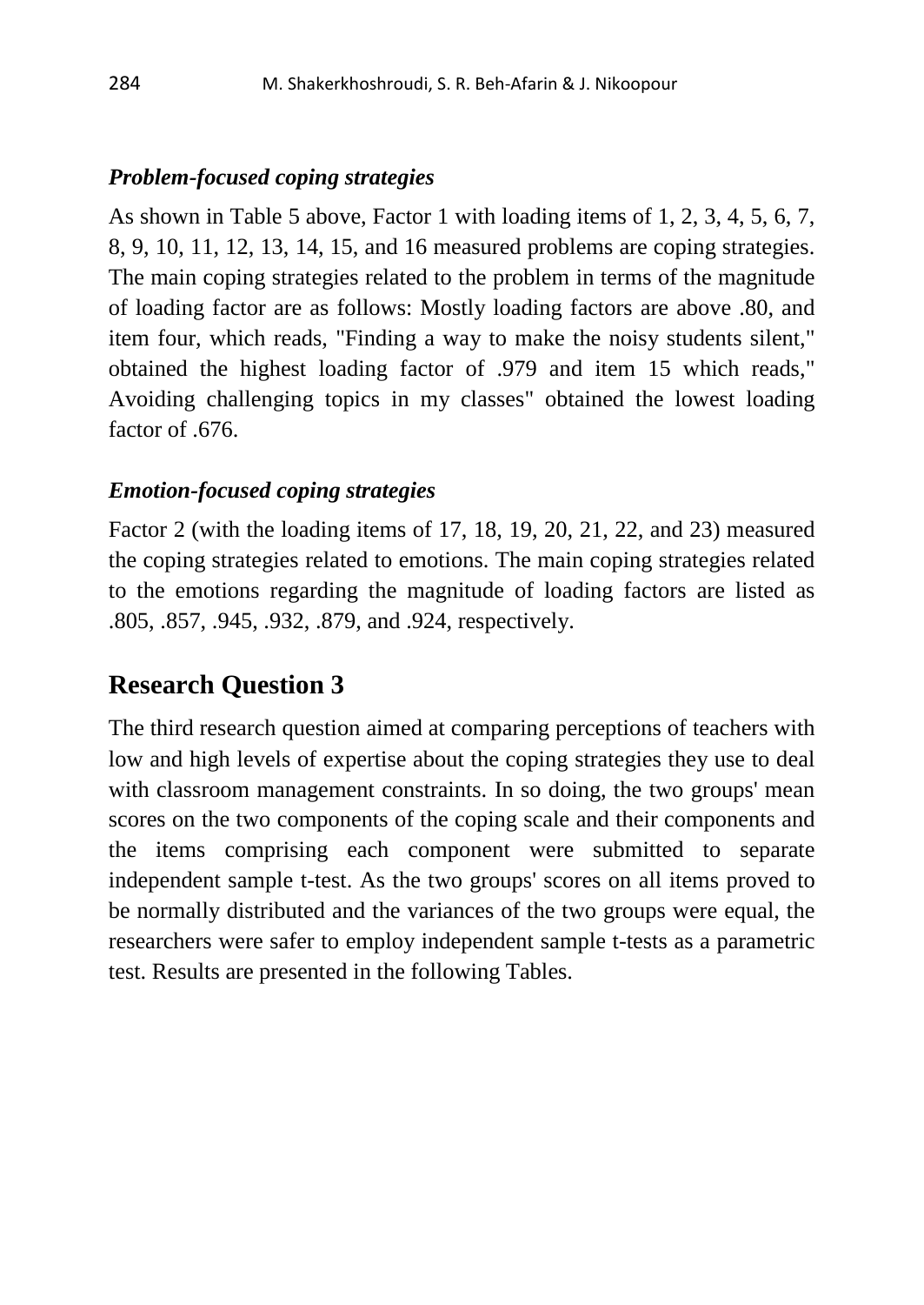### *Problem-focused coping strategies*

As shown in Table 5 above, Factor 1 with loading items of 1, 2, 3, 4, 5, 6, 7, 8, 9, 10, 11, 12, 13, 14, 15, and 16 measured problems are coping strategies. The main coping strategies related to the problem in terms of the magnitude of loading factor are as follows: Mostly loading factors are above .80, and item four, which reads, "Finding a way to make the noisy students silent," obtained the highest loading factor of .979 and item 15 which reads," Avoiding challenging topics in my classes" obtained the lowest loading factor of .676.

### *Emotion-focused coping strategies*

Factor 2 (with the loading items of 17, 18, 19, 20, 21, 22, and 23) measured the coping strategies related to emotions. The main coping strategies related to the emotions regarding the magnitude of loading factors are listed as .805, .857, .945, .932, .879, and .924, respectively.

## Research Question 3

The third research question aimed at comparing perceptions of teachers with low and high levels of expertise about the coping strategies they use to deal with classroom management constraints. In so doing, the two groups' mean scores on the two components of the coping scale and their components and the items comprising each component were submitted to separate independent sample t-test. As the two groups' scores on all items proved to be normally distributed and the variances of the two groups were equal, the researchers were safer to employ independent sample t-tests as a parametric test. Results are presented in the following Tables.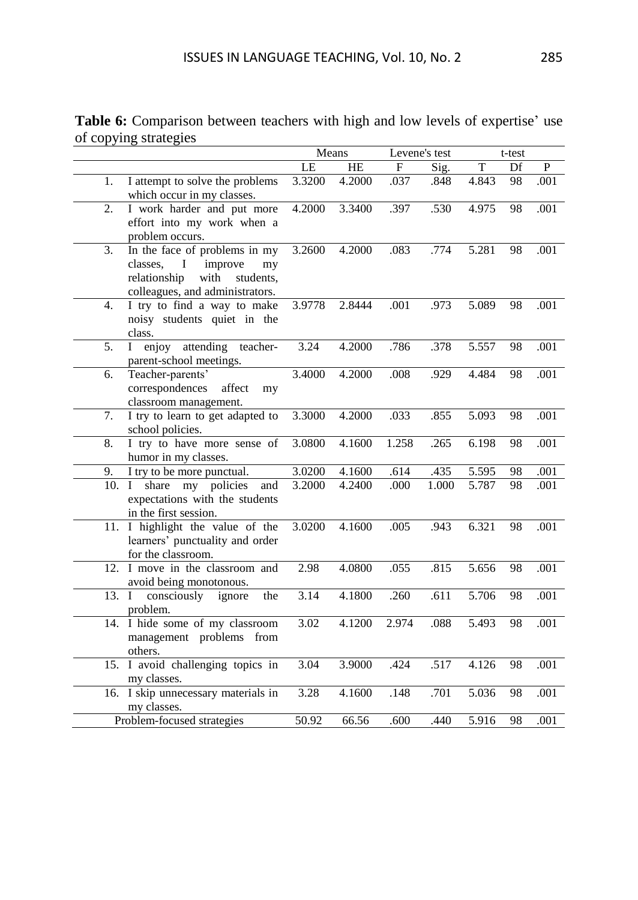**Table 6:** Comparison between teachers with high and low levels of expertise' use of copying strategies

| | Means | | Levene's test | | t-test | | |
|---|---|---|---|---|---|---|---|
| | LE | HE | F | Sig. | T | Df | P |
| 1. I attempt to solve the problems which occur in my classes. | 3.3200 | 4.2000 | .037 | .848 | 4.843 | 98 | .001 |
| 2. I work harder and put more effort into my work when a problem occurs. | 4.2000 | 3.3400 | .397 | .530 | 4.975 | 98 | .001 |
| 3. In the face of problems in my classes, I improve my relationship with students, colleagues, and administrators. | 3.2600 | 4.2000 | .083 | .774 | 5.281 | 98 | .001 |
| 4. I try to find a way to make noisy students quiet in the class. | 3.9778 | 2.8444 | .001 | .973 | 5.089 | 98 | .001 |
| 5. I enjoy attending teacher-parent-school meetings. | 3.24 | 4.2000 | .786 | .378 | 5.557 | 98 | .001 |
| 6. Teacher-parents' correspondences affect my classroom management. | 3.4000 | 4.2000 | .008 | .929 | 4.484 | 98 | .001 |
| 7. I try to learn to get adapted to school policies. | 3.3000 | 4.2000 | .033 | .855 | 5.093 | 98 | .001 |
| 8. I try to have more sense of humor in my classes. | 3.0800 | 4.1600 | 1.258 | .265 | 6.198 | 98 | .001 |
| 9. I try to be more punctual. | 3.0200 | 4.1600 | .614 | .435 | 5.595 | 98 | .001 |
| 10. I share my policies and expectations with the students in the first session. | 3.2000 | 4.2400 | .000 | 1.000 | 5.787 | 98 | .001 |
| 11. I highlight the value of the learners' punctuality and order for the classroom. | 3.0200 | 4.1600 | .005 | .943 | 6.321 | 98 | .001 |
| 12. I move in the classroom and avoid being monotonous. | 2.98 | 4.0800 | .055 | .815 | 5.656 | 98 | .001 |
| 13. I consciously ignore the problem. | 3.14 | 4.1800 | .260 | .611 | 5.706 | 98 | .001 |
| 14. I hide some of my classroom management problems from others. | 3.02 | 4.1200 | 2.974 | .088 | 5.493 | 98 | .001 |
| 15. I avoid challenging topics in my classes. | 3.04 | 3.9000 | .424 | .517 | 4.126 | 98 | .001 |
| 16. I skip unnecessary materials in my classes. | 3.28 | 4.1600 | .148 | .701 | 5.036 | 98 | .001 |
| Problem-focused strategies | 50.92 | 66.56 | .600 | .440 | 5.916 | 98 | .001 |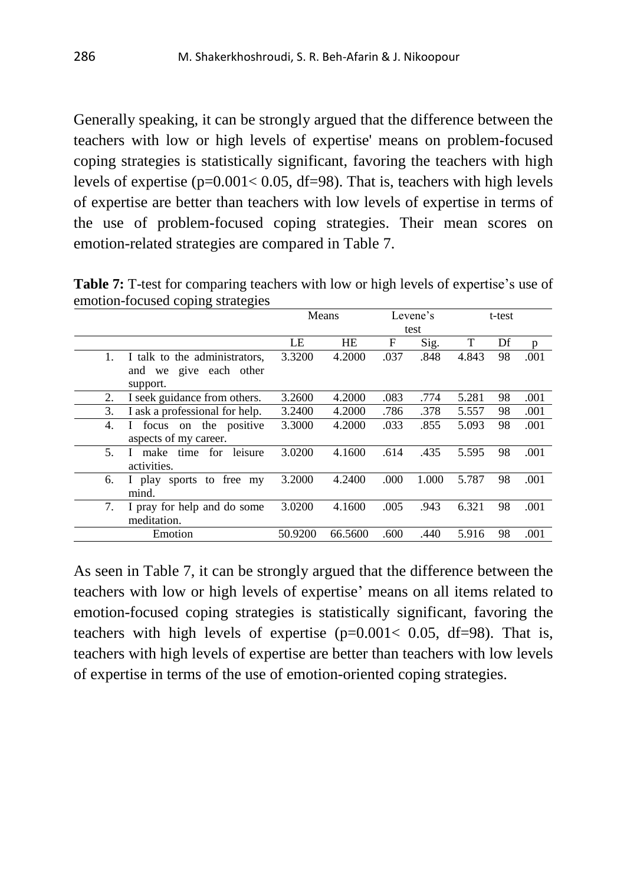Generally speaking, it can be strongly argued that the difference between the teachers with low or high levels of expertise' means on problem-focused coping strategies is statistically significant, favoring the teachers with high levels of expertise (p=0.001< 0.05, df=98). That is, teachers with high levels of expertise are better than teachers with low levels of expertise in terms of the use of problem-focused coping strategies. Their mean scores on emotion-related strategies are compared in Table 7.

**Table 7:** T-test for comparing teachers with low or high levels of expertise's use of emotion-focused coping strategies

| | | Means | | Levene's test | | t-test | | |
|---|---|---|---|---|---|---|---|---|
| | | LE | HE | F | Sig. | T | Df | p |
| 1. | I talk to the administrators, and we give each other support. | 3.3200 | 4.2000 | .037 | .848 | 4.843 | 98 | .001 |
| 2. | I seek guidance from others. | 3.2600 | 4.2000 | .083 | .774 | 5.281 | 98 | .001 |
| 3. | I ask a professional for help. | 3.2400 | 4.2000 | .786 | .378 | 5.557 | 98 | .001 |
| 4. | I focus on the positive aspects of my career. | 3.3000 | 4.2000 | .033 | .855 | 5.093 | 98 | .001 |
| 5. | I make time for leisure activities. | 3.0200 | 4.1600 | .614 | .435 | 5.595 | 98 | .001 |
| 6. | I play sports to free my mind. | 3.2000 | 4.2400 | .000 | 1.000 | 5.787 | 98 | .001 |
| 7. | I pray for help and do some meditation. | 3.0200 | 4.1600 | .005 | .943 | 6.321 | 98 | .001 |
| | Emotion | 50.9200 | 66.5600 | .600 | .440 | 5.916 | 98 | .001 |

As seen in Table 7, it can be strongly argued that the difference between the teachers with low or high levels of expertise' means on all items related to emotion-focused coping strategies is statistically significant, favoring the teachers with high levels of expertise (p=0.001< 0.05, df=98). That is, teachers with high levels of expertise are better than teachers with low levels of expertise in terms of the use of emotion-oriented coping strategies.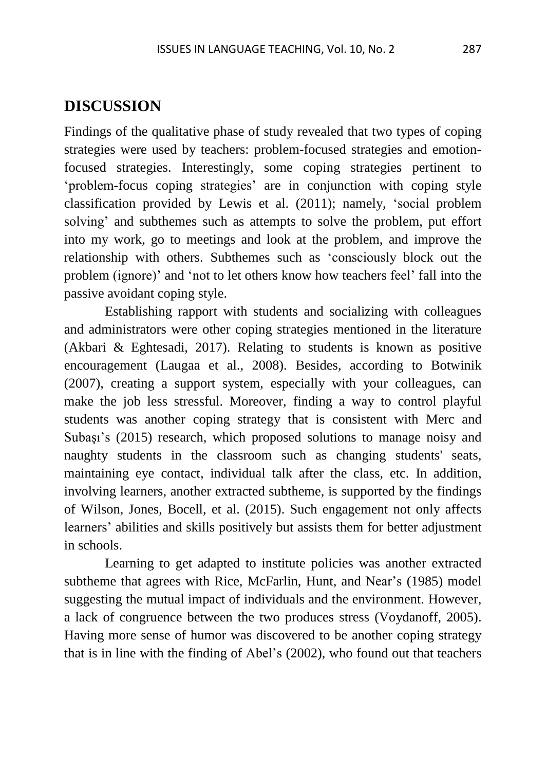## DISCUSSION

Findings of the qualitative phase of study revealed that two types of coping strategies were used by teachers: problem-focused strategies and emotion-focused strategies. Interestingly, some coping strategies pertinent to 'problem-focus coping strategies' are in conjunction with coping style classification provided by Lewis et al. (2011); namely, 'social problem solving' and subthemes such as attempts to solve the problem, put effort into my work, go to meetings and look at the problem, and improve the relationship with others. Subthemes such as 'consciously block out the problem (ignore)' and 'not to let others know how teachers feel' fall into the passive avoidant coping style.

Establishing rapport with students and socializing with colleagues and administrators were other coping strategies mentioned in the literature (Akbari & Eghtesadi, 2017). Relating to students is known as positive encouragement (Laugaa et al., 2008). Besides, according to Botwinik (2007), creating a support system, especially with your colleagues, can make the job less stressful. Moreover, finding a way to control playful students was another coping strategy that is consistent with Merc and Subaşı's (2015) research, which proposed solutions to manage noisy and naughty students in the classroom such as changing students' seats, maintaining eye contact, individual talk after the class, etc. In addition, involving learners, another extracted subtheme, is supported by the findings of Wilson, Jones, Bocell, et al. (2015). Such engagement not only affects learners' abilities and skills positively but assists them for better adjustment in schools.

Learning to get adapted to institute policies was another extracted subtheme that agrees with Rice, McFarlin, Hunt, and Near's (1985) model suggesting the mutual impact of individuals and the environment. However, a lack of congruence between the two produces stress (Voydanoff, 2005). Having more sense of humor was discovered to be another coping strategy that is in line with the finding of Abel's (2002), who found out that teachers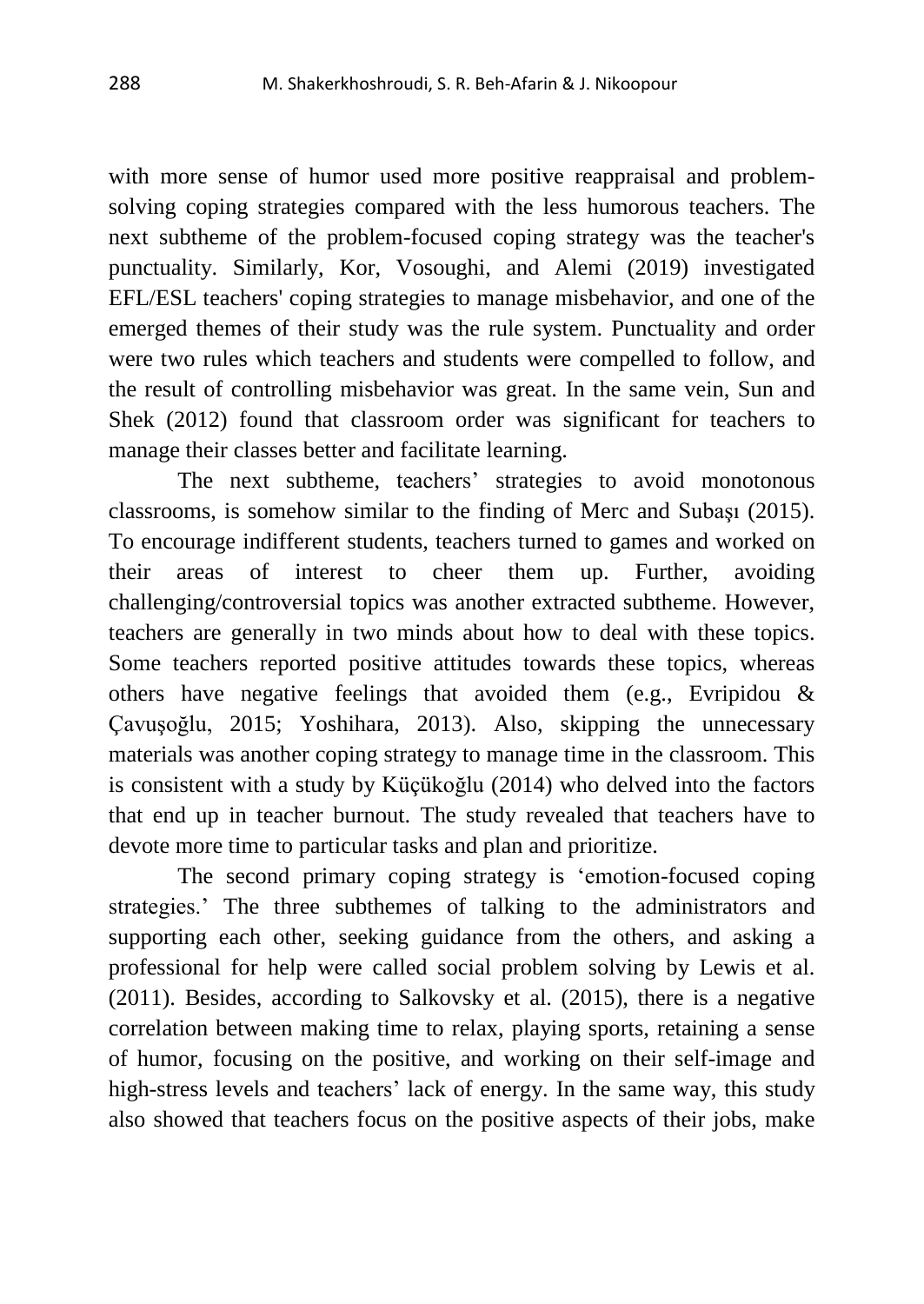with more sense of humor used more positive reappraisal and problem-solving coping strategies compared with the less humorous teachers. The next subtheme of the problem-focused coping strategy was the teacher's punctuality. Similarly, Kor, Vosoughi, and Alemi (2019) investigated EFL/ESL teachers' coping strategies to manage misbehavior, and one of the emerged themes of their study was the rule system. Punctuality and order were two rules which teachers and students were compelled to follow, and the result of controlling misbehavior was great. In the same vein, Sun and Shek (2012) found that classroom order was significant for teachers to manage their classes better and facilitate learning.

The next subtheme, teachers' strategies to avoid monotonous classrooms, is somehow similar to the finding of Merc and Subaşı (2015). To encourage indifferent students, teachers turned to games and worked on their areas of interest to cheer them up. Further, avoiding challenging/controversial topics was another extracted subtheme. However, teachers are generally in two minds about how to deal with these topics. Some teachers reported positive attitudes towards these topics, whereas others have negative feelings that avoided them (e.g., Evripidou & Çavuşoğlu, 2015; Yoshihara, 2013). Also, skipping the unnecessary materials was another coping strategy to manage time in the classroom. This is consistent with a study by Küçükoğlu (2014) who delved into the factors that end up in teacher burnout. The study revealed that teachers have to devote more time to particular tasks and plan and prioritize.

The second primary coping strategy is 'emotion-focused coping strategies.' The three subthemes of talking to the administrators and supporting each other, seeking guidance from the others, and asking a professional for help were called social problem solving by Lewis et al. (2011). Besides, according to Salkovsky et al. (2015), there is a negative correlation between making time to relax, playing sports, retaining a sense of humor, focusing on the positive, and working on their self-image and high-stress levels and teachers' lack of energy. In the same way, this study also showed that teachers focus on the positive aspects of their jobs, make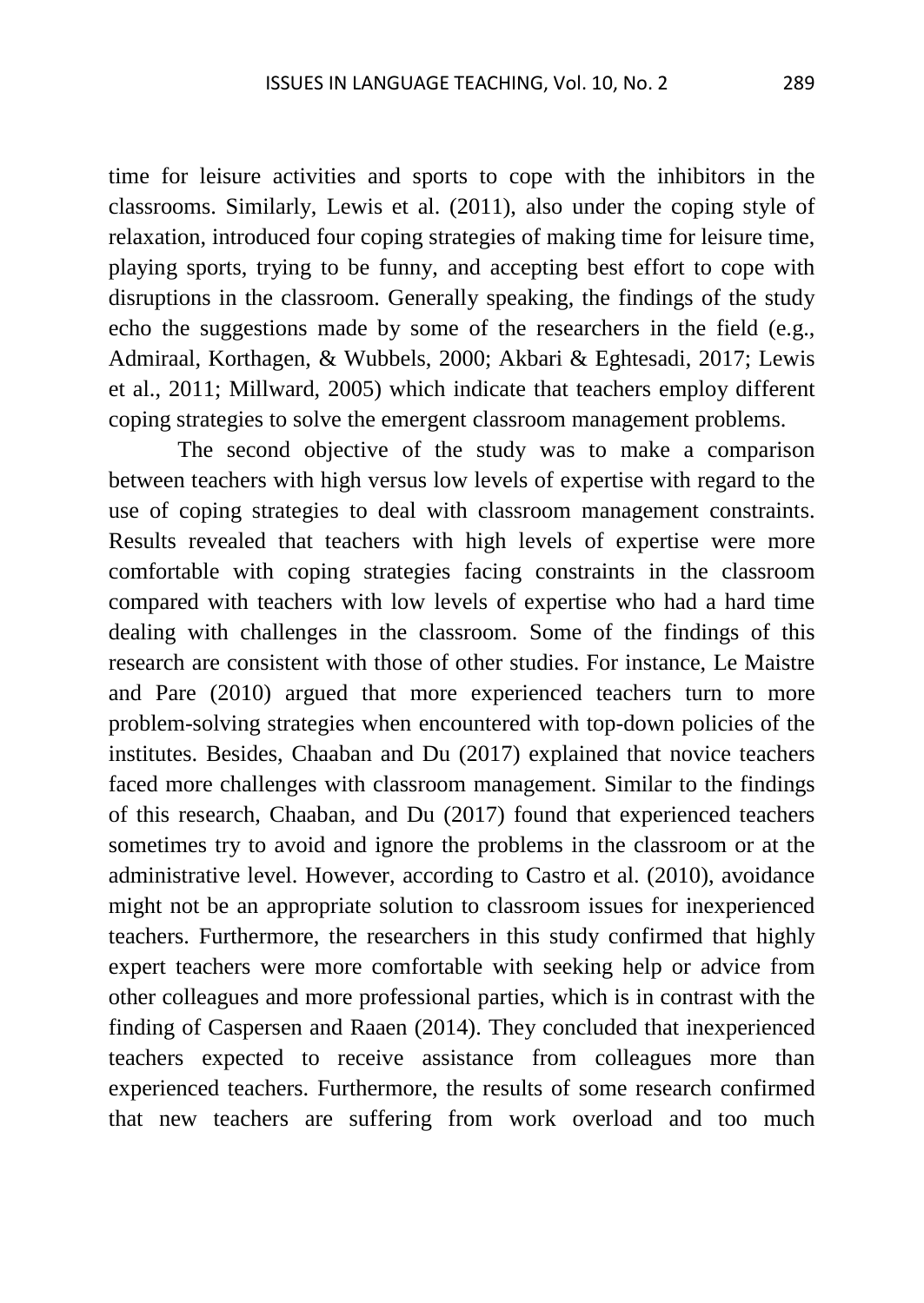time for leisure activities and sports to cope with the inhibitors in the classrooms. Similarly, Lewis et al. (2011), also under the coping style of relaxation, introduced four coping strategies of making time for leisure time, playing sports, trying to be funny, and accepting best effort to cope with disruptions in the classroom. Generally speaking, the findings of the study echo the suggestions made by some of the researchers in the field (e.g., Admiraal, Korthagen, & Wubbels, 2000; Akbari & Eghtesadi, 2017; Lewis et al., 2011; Millward, 2005) which indicate that teachers employ different coping strategies to solve the emergent classroom management problems.

The second objective of the study was to make a comparison between teachers with high versus low levels of expertise with regard to the use of coping strategies to deal with classroom management constraints. Results revealed that teachers with high levels of expertise were more comfortable with coping strategies facing constraints in the classroom compared with teachers with low levels of expertise who had a hard time dealing with challenges in the classroom. Some of the findings of this research are consistent with those of other studies. For instance, Le Maistre and Pare (2010) argued that more experienced teachers turn to more problem-solving strategies when encountered with top-down policies of the institutes. Besides, Chaaban and Du (2017) explained that novice teachers faced more challenges with classroom management. Similar to the findings of this research, Chaaban, and Du (2017) found that experienced teachers sometimes try to avoid and ignore the problems in the classroom or at the administrative level. However, according to Castro et al. (2010), avoidance might not be an appropriate solution to classroom issues for inexperienced teachers. Furthermore, the researchers in this study confirmed that highly expert teachers were more comfortable with seeking help or advice from other colleagues and more professional parties, which is in contrast with the finding of Caspersen and Raaen (2014). They concluded that inexperienced teachers expected to receive assistance from colleagues more than experienced teachers. Furthermore, the results of some research confirmed that new teachers are suffering from work overload and too much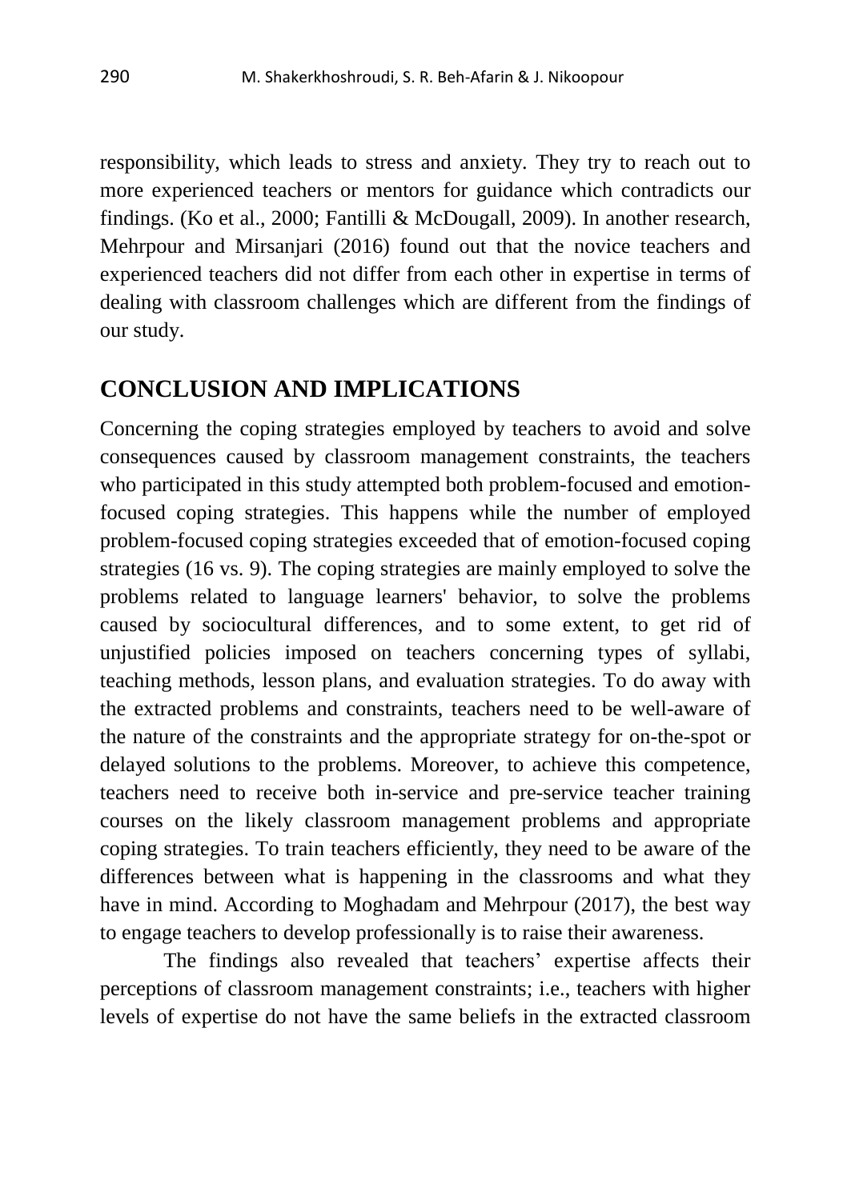responsibility, which leads to stress and anxiety. They try to reach out to more experienced teachers or mentors for guidance which contradicts our findings. (Ko et al., 2000; Fantilli & McDougall, 2009). In another research, Mehrpour and Mirsanjari (2016) found out that the novice teachers and experienced teachers did not differ from each other in expertise in terms of dealing with classroom challenges which are different from the findings of our study.

## CONCLUSION AND IMPLICATIONS

Concerning the coping strategies employed by teachers to avoid and solve consequences caused by classroom management constraints, the teachers who participated in this study attempted both problem-focused and emotion-focused coping strategies. This happens while the number of employed problem-focused coping strategies exceeded that of emotion-focused coping strategies (16 vs. 9). The coping strategies are mainly employed to solve the problems related to language learners' behavior, to solve the problems caused by sociocultural differences, and to some extent, to get rid of unjustified policies imposed on teachers concerning types of syllabi, teaching methods, lesson plans, and evaluation strategies. To do away with the extracted problems and constraints, teachers need to be well-aware of the nature of the constraints and the appropriate strategy for on-the-spot or delayed solutions to the problems. Moreover, to achieve this competence, teachers need to receive both in-service and pre-service teacher training courses on the likely classroom management problems and appropriate coping strategies. To train teachers efficiently, they need to be aware of the differences between what is happening in the classrooms and what they have in mind. According to Moghadam and Mehrpour (2017), the best way to engage teachers to develop professionally is to raise their awareness.

The findings also revealed that teachers' expertise affects their perceptions of classroom management constraints; i.e., teachers with higher levels of expertise do not have the same beliefs in the extracted classroom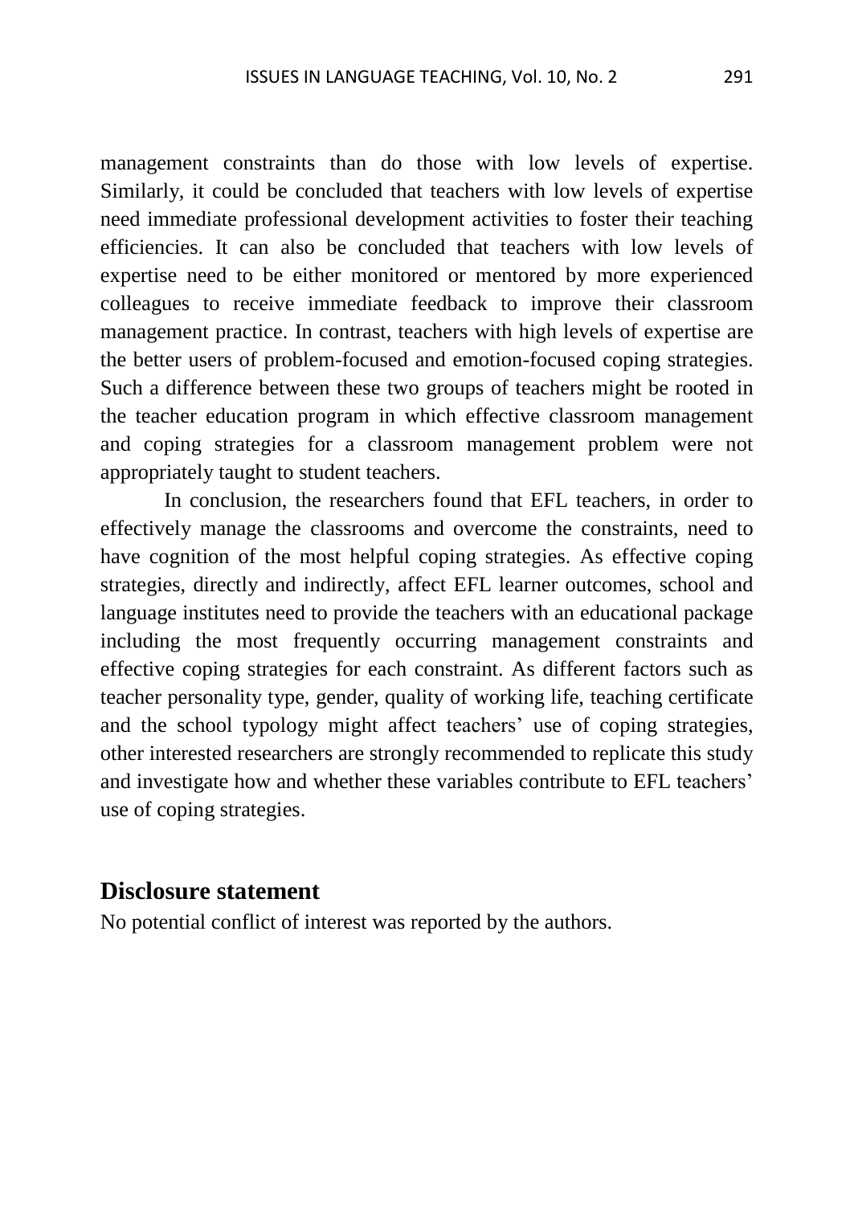management constraints than do those with low levels of expertise. Similarly, it could be concluded that teachers with low levels of expertise need immediate professional development activities to foster their teaching efficiencies. It can also be concluded that teachers with low levels of expertise need to be either monitored or mentored by more experienced colleagues to receive immediate feedback to improve their classroom management practice. In contrast, teachers with high levels of expertise are the better users of problem-focused and emotion-focused coping strategies. Such a difference between these two groups of teachers might be rooted in the teacher education program in which effective classroom management and coping strategies for a classroom management problem were not appropriately taught to student teachers.

In conclusion, the researchers found that EFL teachers, in order to effectively manage the classrooms and overcome the constraints, need to have cognition of the most helpful coping strategies. As effective coping strategies, directly and indirectly, affect EFL learner outcomes, school and language institutes need to provide the teachers with an educational package including the most frequently occurring management constraints and effective coping strategies for each constraint. As different factors such as teacher personality type, gender, quality of working life, teaching certificate and the school typology might affect teachers' use of coping strategies, other interested researchers are strongly recommended to replicate this study and investigate how and whether these variables contribute to EFL teachers' use of coping strategies.

## Disclosure statement

No potential conflict of interest was reported by the authors.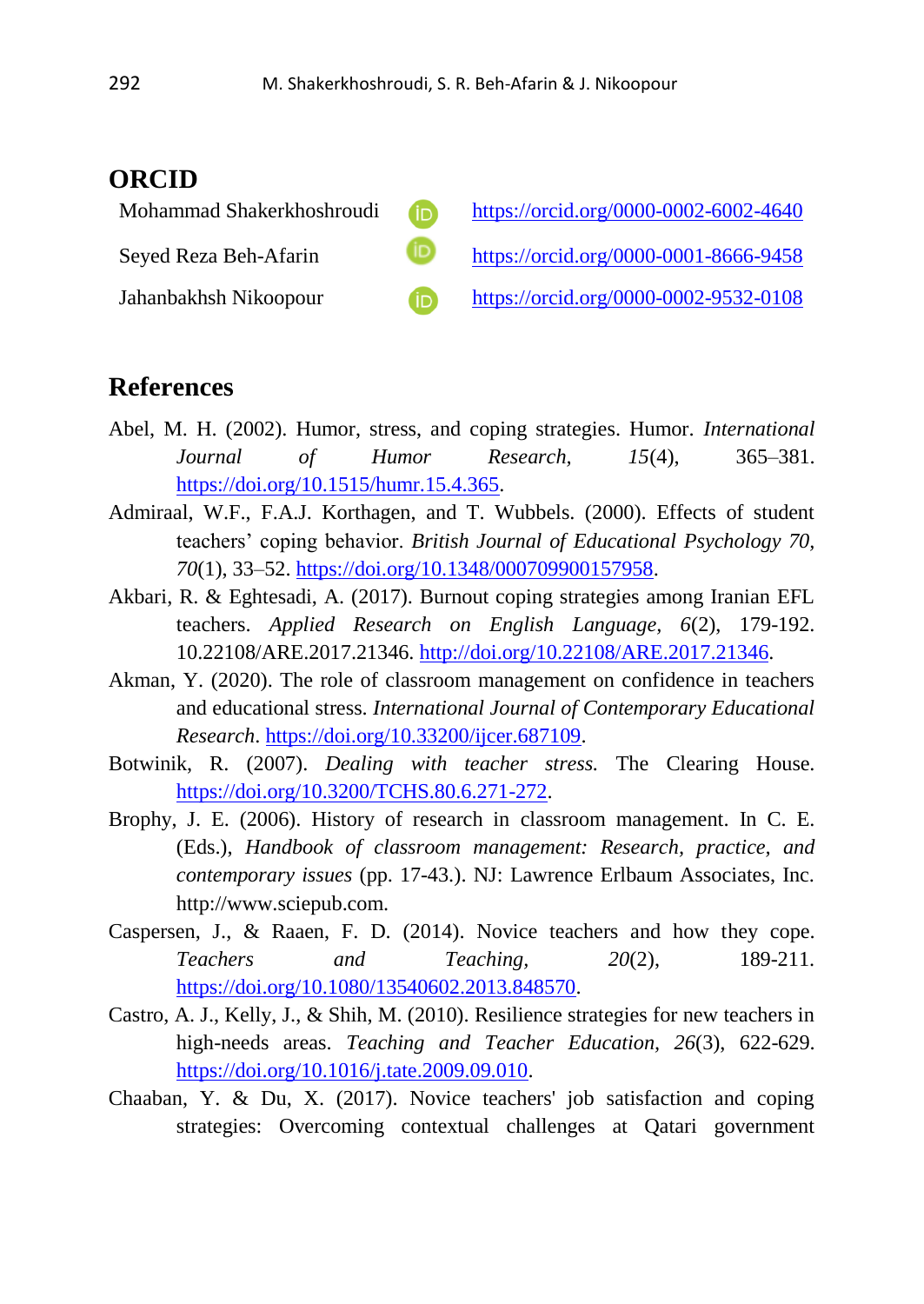## ORCID

Mohammad Shakerkhoshroudi https://orcid.org/0000-0002-6002-4640

Seyed Reza Beh-Afarin https://orcid.org/0000-0001-8666-9458

Jahanbakhsh Nikoopour https://orcid.org/0000-0002-9532-0108

## References

Abel, M. H. (2002). Humor, stress, and coping strategies. Humor. *International Journal of Humor Research*, *15*(4), 365–381. https://doi.org/10.1515/humr.15.4.365.

Admiraal, W.F., F.A.J. Korthagen, and T. Wubbels. (2000). Effects of student teachers' coping behavior. *British Journal of Educational Psychology 70, 70*(1), 33–52. https://doi.org/10.1348/000709900157958.

Akbari, R. & Eghtesadi, A. (2017). Burnout coping strategies among Iranian EFL teachers. *Applied Research on English Language*, *6*(2), 179-192. 10.22108/ARE.2017.21346. http://doi.org/10.22108/ARE.2017.21346.

Akman, Y. (2020). The role of classroom management on confidence in teachers and educational stress. *International Journal of Contemporary Educational Research*. https://doi.org/10.33200/ijcer.687109.

Botwinik, R. (2007). *Dealing with teacher stress.* The Clearing House. https://doi.org/10.3200/TCHS.80.6.271-272.

Brophy, J. E. (2006). History of research in classroom management. In C. E. (Eds.), *Handbook of classroom management: Research, practice, and contemporary issues* (pp. 17-43.). NJ: Lawrence Erlbaum Associates, Inc. http://www.sciepub.com.

Caspersen, J., & Raaen, F. D. (2014). Novice teachers and how they cope. *Teachers and Teaching*, *20*(2), 189-211. https://doi.org/10.1080/13540602.2013.848570.

Castro, A. J., Kelly, J., & Shih, M. (2010). Resilience strategies for new teachers in high-needs areas. *Teaching and Teacher Education*, *26*(3), 622-629. https://doi.org/10.1016/j.tate.2009.09.010.

Chaaban, Y. & Du, X. (2017). Novice teachers' job satisfaction and coping strategies: Overcoming contextual challenges at Qatari government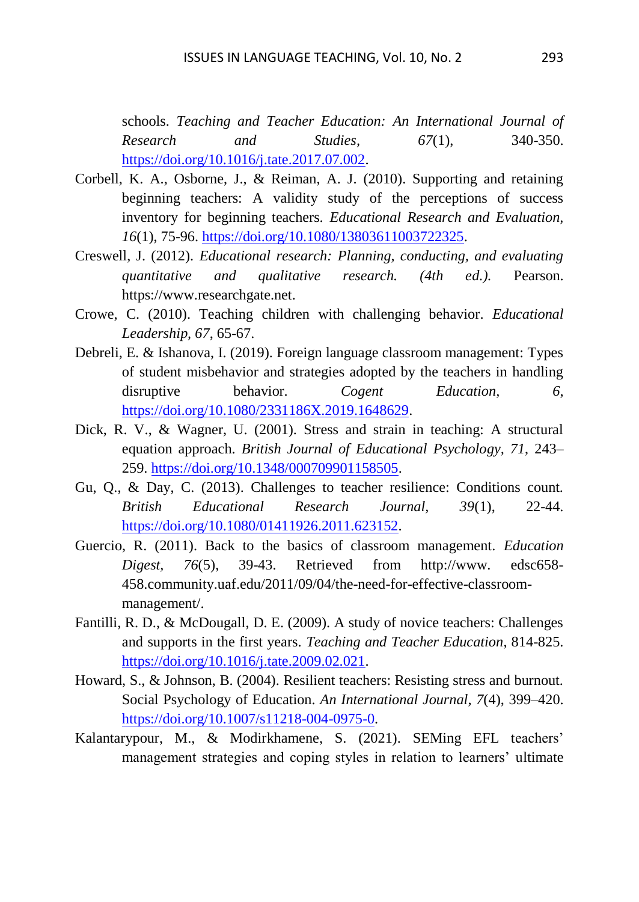schools. *Teaching and Teacher Education: An International Journal of Research and Studies, 67*(1), 340-350. https://doi.org/10.1016/j.tate.2017.07.002.

Corbell, K. A., Osborne, J., & Reiman, A. J. (2010). Supporting and retaining beginning teachers: A validity study of the perceptions of success inventory for beginning teachers. *Educational Research and Evaluation, 16*(1), 75-96. https://doi.org/10.1080/13803611003722325.

Creswell, J. (2012). *Educational research: Planning, conducting, and evaluating quantitative and qualitative research. (4th ed.).* Pearson. https://www.researchgate.net.

Crowe, C. (2010). Teaching children with challenging behavior. *Educational Leadership, 67*, 65-67.

Debreli, E. & Ishanova, I. (2019). Foreign language classroom management: Types of student misbehavior and strategies adopted by the teachers in handling disruptive behavior. *Cogent Education, 6*, https://doi.org/10.1080/2331186X.2019.1648629.

Dick, R. V., & Wagner, U. (2001). Stress and strain in teaching: A structural equation approach. *British Journal of Educational Psychology, 71*, 243–259. https://doi.org/10.1348/000709901158505.

Gu, Q., & Day, C. (2013). Challenges to teacher resilience: Conditions count. *British Educational Research Journal, 39*(1), 22-44. https://doi.org/10.1080/01411926.2011.623152.

Guercio, R. (2011). Back to the basics of classroom management. *Education Digest, 76*(5), 39-43. Retrieved from http://www. edsc658-458.community.uaf.edu/2011/09/04/the-need-for-effective-classroom-management/.

Fantilli, R. D., & McDougall, D. E. (2009). A study of novice teachers: Challenges and supports in the first years. *Teaching and Teacher Education*, 814-825. https://doi.org/10.1016/j.tate.2009.02.021.

Howard, S., & Johnson, B. (2004). Resilient teachers: Resisting stress and burnout. Social Psychology of Education. *An International Journal, 7*(4), 399–420. https://doi.org/10.1007/s11218-004-0975-0.

Kalantarypour, M., & Modirkhamene, S. (2021). SEMing EFL teachers' management strategies and coping styles in relation to learners' ultimate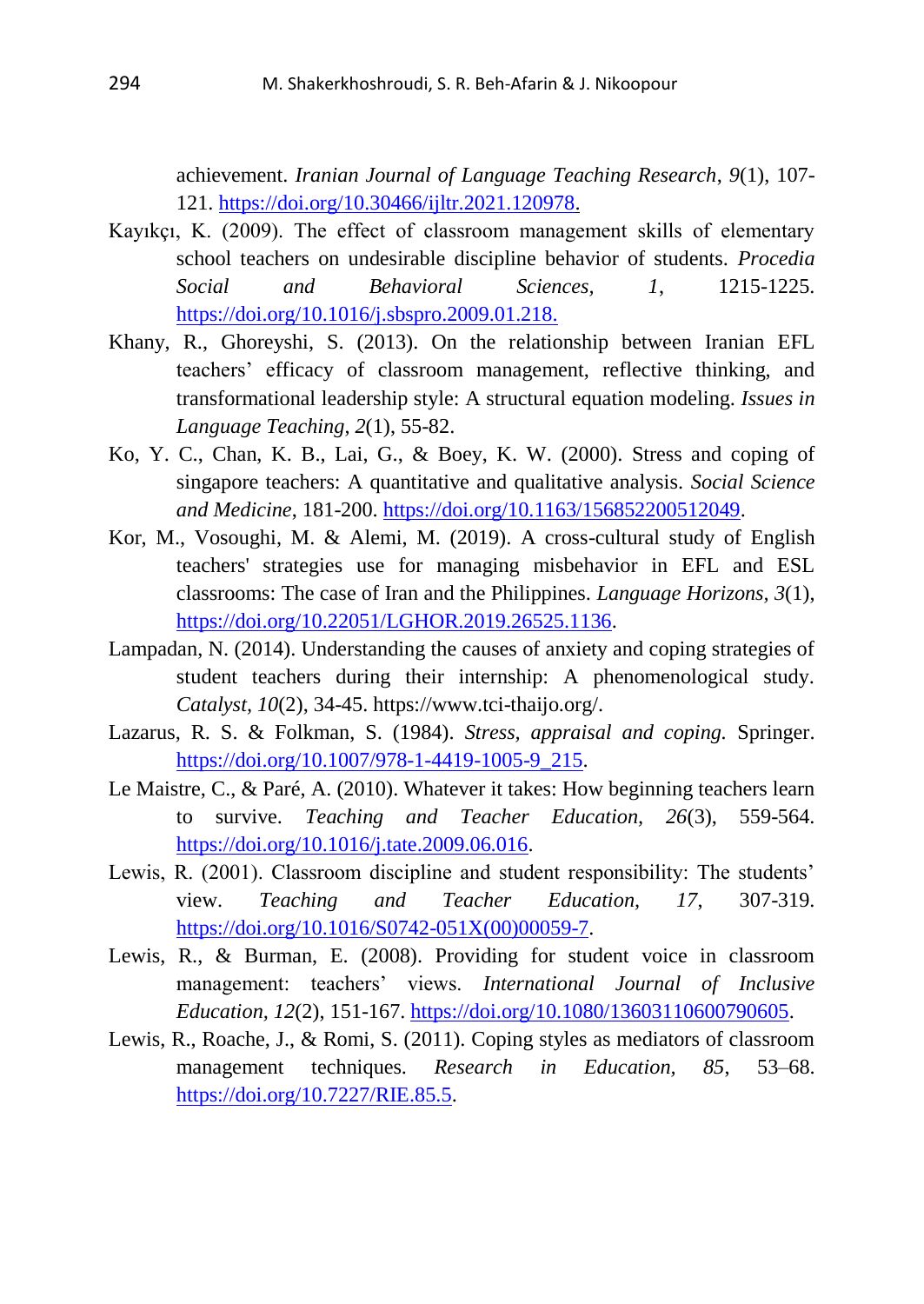achievement. *Iranian Journal of Language Teaching Research*, *9*(1), 107-121. https://doi.org/10.30466/ijltr.2021.120978.

Kayıkçı, K. (2009). The effect of classroom management skills of elementary school teachers on undesirable discipline behavior of students. *Procedia Social and Behavioral Sciences*, *1*, 1215-1225. https://doi.org/10.1016/j.sbspro.2009.01.218.

Khany, R., Ghoreyshi, S. (2013). On the relationship between Iranian EFL teachers' efficacy of classroom management, reflective thinking, and transformational leadership style: A structural equation modeling. *Issues in Language Teaching*, *2*(1), 55-82.

Ko, Y. C., Chan, K. B., Lai, G., & Boey, K. W. (2000). Stress and coping of singapore teachers: A quantitative and qualitative analysis. *Social Science and Medicine*, 181-200. https://doi.org/10.1163/156852200512049.

Kor, M., Vosoughi, M. & Alemi, M. (2019). A cross-cultural study of English teachers' strategies use for managing misbehavior in EFL and ESL classrooms: The case of Iran and the Philippines. *Language Horizons*, *3*(1), https://doi.org/10.22051/LGHOR.2019.26525.1136.

Lampadan, N. (2014). Understanding the causes of anxiety and coping strategies of student teachers during their internship: A phenomenological study. *Catalyst*, *10*(2), 34-45. https://www.tci-thaijo.org/.

Lazarus, R. S. & Folkman, S. (1984). *Stress, appraisal and coping.* Springer. https://doi.org/10.1007/978-1-4419-1005-9_215.

Le Maistre, C., & Paré, A. (2010). Whatever it takes: How beginning teachers learn to survive. *Teaching and Teacher Education*, *26*(3), 559-564. https://doi.org/10.1016/j.tate.2009.06.016.

Lewis, R. (2001). Classroom discipline and student responsibility: The students' view. *Teaching and Teacher Education*, *17*, 307-319. https://doi.org/10.1016/S0742-051X(00)00059-7.

Lewis, R., & Burman, E. (2008). Providing for student voice in classroom management: teachers' views. *International Journal of Inclusive Education*, *12*(2), 151-167. https://doi.org/10.1080/13603110600790605.

Lewis, R., Roache, J., & Romi, S. (2011). Coping styles as mediators of classroom management techniques. *Research in Education*, *85*, 53–68. https://doi.org/10.7227/RIE.85.5.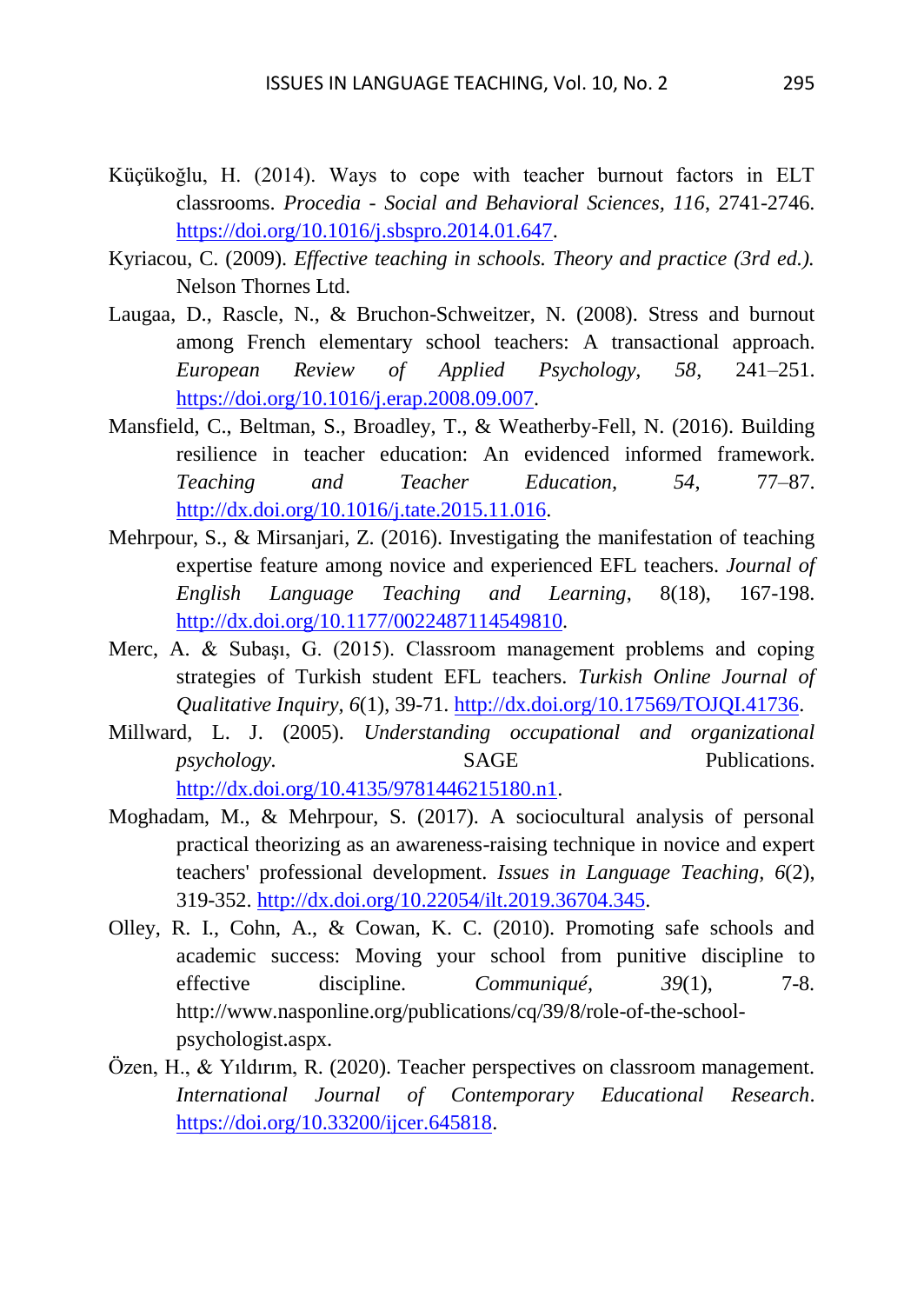Küçükoğlu, H. (2014). Ways to cope with teacher burnout factors in ELT classrooms. *Procedia - Social and Behavioral Sciences, 116*, 2741-2746. https://doi.org/10.1016/j.sbspro.2014.01.647.

Kyriacou, C. (2009). *Effective teaching in schools. Theory and practice (3rd ed.).* Nelson Thornes Ltd.

Laugaa, D., Rascle, N., & Bruchon-Schweitzer, N. (2008). Stress and burnout among French elementary school teachers: A transactional approach. *European Review of Applied Psychology, 58*, 241–251. https://doi.org/10.1016/j.erap.2008.09.007.

Mansfield, C., Beltman, S., Broadley, T., & Weatherby-Fell, N. (2016). Building resilience in teacher education: An evidenced informed framework. *Teaching and Teacher Education, 54*, 77–87. http://dx.doi.org/10.1016/j.tate.2015.11.016.

Mehrpour, S., & Mirsanjari, Z. (2016). Investigating the manifestation of teaching expertise feature among novice and experienced EFL teachers. *Journal of English Language Teaching and Learning*, 8(18), 167-198. http://dx.doi.org/10.1177/0022487114549810.

Merc, A. & Subaşı, G. (2015). Classroom management problems and coping strategies of Turkish student EFL teachers. *Turkish Online Journal of Qualitative Inquiry, 6*(1), 39-71. http://dx.doi.org/10.17569/TOJQI.41736.

Millward, L. J. (2005). *Understanding occupational and organizational psychology.* SAGE Publications. http://dx.doi.org/10.4135/9781446215180.n1.

Moghadam, M., & Mehrpour, S. (2017). A sociocultural analysis of personal practical theorizing as an awareness-raising technique in novice and expert teachers' professional development. *Issues in Language Teaching, 6*(2), 319-352. http://dx.doi.org/10.22054/ilt.2019.36704.345.

Olley, R. I., Cohn, A., & Cowan, K. C. (2010). Promoting safe schools and academic success: Moving your school from punitive discipline to effective discipline. *Communiqué, 39*(1), 7-8. http://www.nasponline.org/publications/cq/39/8/role-of-the-school-psychologist.aspx.

Özen, H., & Yıldırım, R. (2020). Teacher perspectives on classroom management. *International Journal of Contemporary Educational Research*. https://doi.org/10.33200/ijcer.645818.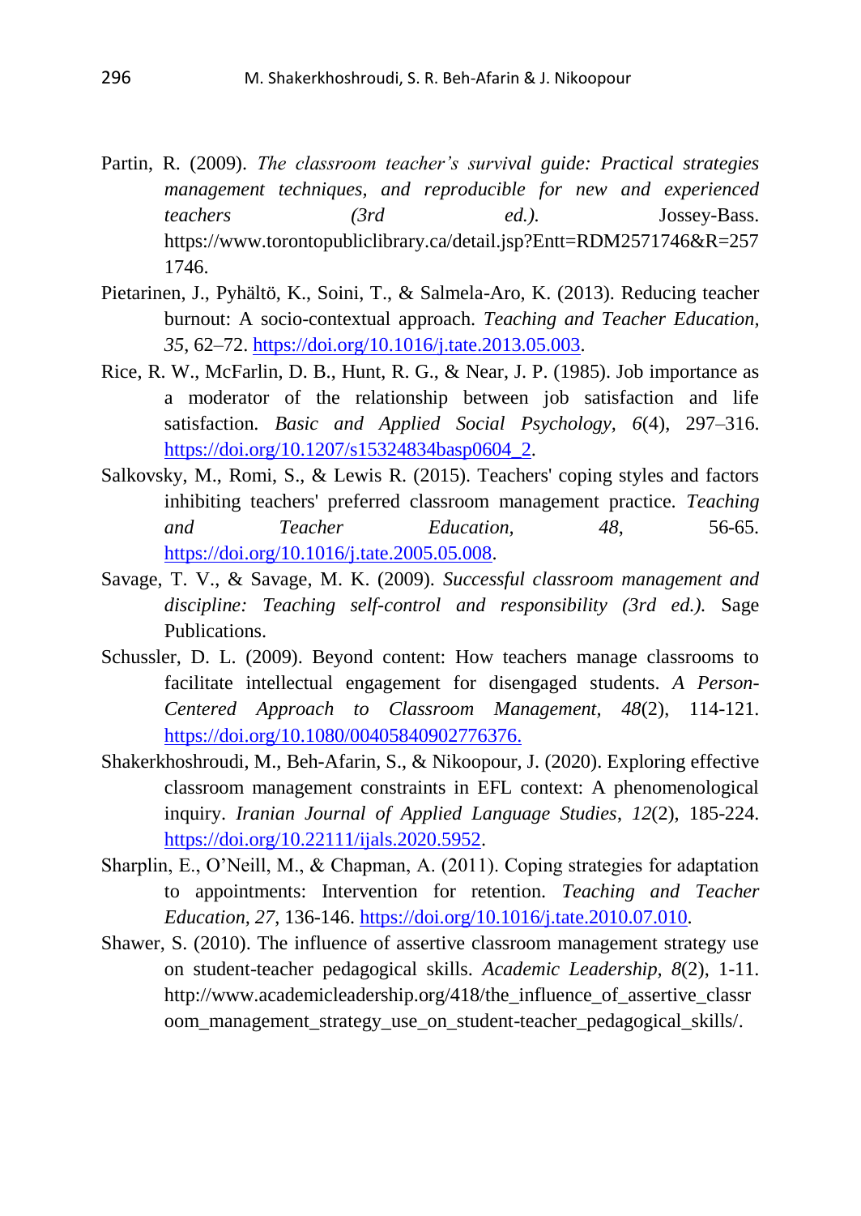Partin, R. (2009). *The classroom teacher's survival guide: Practical strategies management techniques, and reproducible for new and experienced teachers (3rd ed.).* Jossey-Bass. https://www.torontopubliclibrary.ca/detail.jsp?Entt=RDM2571746&R=2571746.

Pietarinen, J., Pyhältö, K., Soini, T., & Salmela-Aro, K. (2013). Reducing teacher burnout: A socio-contextual approach. *Teaching and Teacher Education, 35*, 62–72. https://doi.org/10.1016/j.tate.2013.05.003.

Rice, R. W., McFarlin, D. B., Hunt, R. G., & Near, J. P. (1985). Job importance as a moderator of the relationship between job satisfaction and life satisfaction. *Basic and Applied Social Psychology, 6*(4), 297–316. https://doi.org/10.1207/s15324834basp0604_2.

Salkovsky, M., Romi, S., & Lewis R. (2015). Teachers' coping styles and factors inhibiting teachers' preferred classroom management practice. *Teaching and Teacher Education, 48*, 56-65. https://doi.org/10.1016/j.tate.2005.05.008.

Savage, T. V., & Savage, M. K. (2009). *Successful classroom management and discipline: Teaching self-control and responsibility (3rd ed.).* Sage Publications.

Schussler, D. L. (2009). Beyond content: How teachers manage classrooms to facilitate intellectual engagement for disengaged students. *A Person-Centered Approach to Classroom Management, 48*(2), 114-121. https://doi.org/10.1080/00405840902776376.

Shakerkhoshroudi, M., Beh-Afarin, S., & Nikoopour, J. (2020). Exploring effective classroom management constraints in EFL context: A phenomenological inquiry. *Iranian Journal of Applied Language Studies*, *12*(2), 185-224. https://doi.org/10.22111/ijals.2020.5952.

Sharplin, E., O'Neill, M., & Chapman, A. (2011). Coping strategies for adaptation to appointments: Intervention for retention. *Teaching and Teacher Education, 27*, 136-146. https://doi.org/10.1016/j.tate.2010.07.010.

Shawer, S. (2010). The influence of assertive classroom management strategy use on student-teacher pedagogical skills. *Academic Leadership, 8*(2), 1-11. http://www.academicleadership.org/418/the_influence_of_assertive_classroom_management_strategy_use_on_student-teacher_pedagogical_skills/.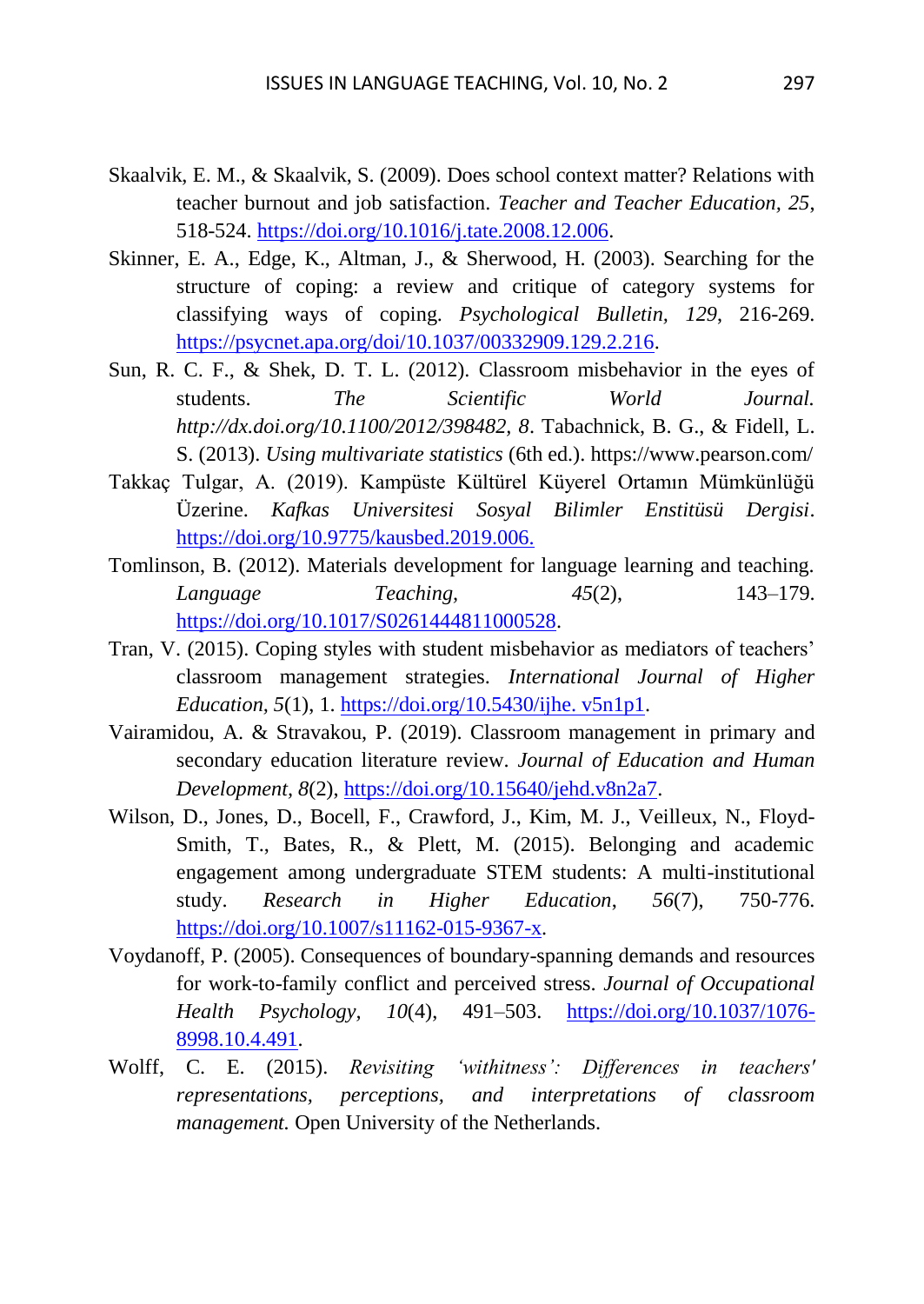Skaalvik, E. M., & Skaalvik, S. (2009). Does school context matter? Relations with teacher burnout and job satisfaction. *Teacher and Teacher Education*, *25*, 518-524. https://doi.org/10.1016/j.tate.2008.12.006.

Skinner, E. A., Edge, K., Altman, J., & Sherwood, H. (2003). Searching for the structure of coping: a review and critique of category systems for classifying ways of coping. *Psychological Bulletin, 129*, 216-269. https://psycnet.apa.org/doi/10.1037/00332909.129.2.216.

Sun, R. C. F., & Shek, D. T. L. (2012). Classroom misbehavior in the eyes of students. *The Scientific World Journal. http://dx.doi.org/10.1100/2012/398482, 8*. Tabachnick, B. G., & Fidell, L. S. (2013). *Using multivariate statistics* (6th ed.). https://www.pearson.com/

Takkaç Tulgar, A. (2019). Kampüste Kültürel Küyerel Ortamın Mümkünlüğü Üzerine. *Kafkas Universitesi Sosyal Bilimler Enstitüsü Dergisi*. https://doi.org/10.9775/kausbed.2019.006.

Tomlinson, B. (2012). Materials development for language learning and teaching. *Language Teaching, 45*(2), 143–179. https://doi.org/10.1017/S0261444811000528.

Tran, V. (2015). Coping styles with student misbehavior as mediators of teachers' classroom management strategies. *International Journal of Higher Education, 5*(1), 1. https://doi.org/10.5430/ijhe. v5n1p1.

Vairamidou, A. & Stravakou, P. (2019). Classroom management in primary and secondary education literature review. *Journal of Education and Human Development*, *8*(2), https://doi.org/10.15640/jehd.v8n2a7.

Wilson, D., Jones, D., Bocell, F., Crawford, J., Kim, M. J., Veilleux, N., Floyd-Smith, T., Bates, R., & Plett, M. (2015). Belonging and academic engagement among undergraduate STEM students: A multi-institutional study. *Research in Higher Education*, *56*(7), 750-776. https://doi.org/10.1007/s11162-015-9367-x.

Voydanoff, P. (2005). Consequences of boundary-spanning demands and resources for work-to-family conflict and perceived stress. *Journal of Occupational Health Psychology*, *10*(4), 491–503. https://doi.org/10.1037/1076-8998.10.4.491.

Wolff, C. E. (2015). *Revisiting 'withitness': Differences in teachers' representations, perceptions, and interpretations of classroom management.* Open University of the Netherlands.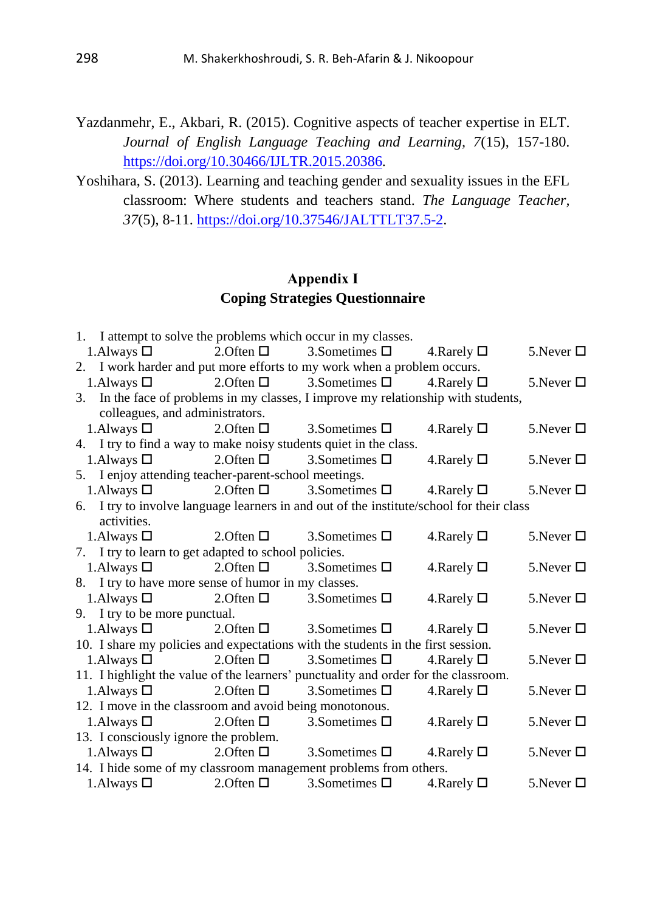Yazdanmehr, E., Akbari, R. (2015). Cognitive aspects of teacher expertise in ELT. *Journal of English Language Teaching and Learning*, *7*(15), 157-180. https://doi.org/10.30466/IJLTR.2015.20386.

Yoshihara, S. (2013). Learning and teaching gender and sexuality issues in the EFL classroom: Where students and teachers stand. *The Language Teacher*, *37*(5), 8-11. https://doi.org/10.37546/JALTTLT37.5-2.

## Appendix I
## Coping Strategies Questionnaire

1. I attempt to solve the problems which occur in my classes.
   1.Always ☐ 2.Often ☐ 3.Sometimes ☐ 4.Rarely ☐ 5.Never ☐
2. I work harder and put more efforts to my work when a problem occurs.
   1.Always ☐ 2.Often ☐ 3.Sometimes ☐ 4.Rarely ☐ 5.Never ☐
3. In the face of problems in my classes, I improve my relationship with students, colleagues, and administrators.
   1.Always ☐ 2.Often ☐ 3.Sometimes ☐ 4.Rarely ☐ 5.Never ☐
4. I try to find a way to make noisy students quiet in the class.
   1.Always ☐ 2.Often ☐ 3.Sometimes ☐ 4.Rarely ☐ 5.Never ☐
5. I enjoy attending teacher-parent-school meetings.
   1.Always ☐ 2.Often ☐ 3.Sometimes ☐ 4.Rarely ☐ 5.Never ☐
6. I try to involve language learners in and out of the institute/school for their class activities.
   1.Always ☐ 2.Often ☐ 3.Sometimes ☐ 4.Rarely ☐ 5.Never ☐
7. I try to learn to get adapted to school policies.
   1.Always ☐ 2.Often ☐ 3.Sometimes ☐ 4.Rarely ☐ 5.Never ☐
8. I try to have more sense of humor in my classes.
   1.Always ☐ 2.Often ☐ 3.Sometimes ☐ 4.Rarely ☐ 5.Never ☐
9. I try to be more punctual.
   1.Always ☐ 2.Often ☐ 3.Sometimes ☐ 4.Rarely ☐ 5.Never ☐
10. I share my policies and expectations with the students in the first session.
    1.Always ☐ 2.Often ☐ 3.Sometimes ☐ 4.Rarely ☐ 5.Never ☐
11. I highlight the value of the learners' punctuality and order for the classroom.
    1.Always ☐ 2.Often ☐ 3.Sometimes ☐ 4.Rarely ☐ 5.Never ☐
12. I move in the classroom and avoid being monotonous.
    1.Always ☐ 2.Often ☐ 3.Sometimes ☐ 4.Rarely ☐ 5.Never ☐
13. I consciously ignore the problem.
    1.Always ☐ 2.Often ☐ 3.Sometimes ☐ 4.Rarely ☐ 5.Never ☐
14. I hide some of my classroom management problems from others.
    1.Always ☐ 2.Often ☐ 3.Sometimes ☐ 4.Rarely ☐ 5.Never ☐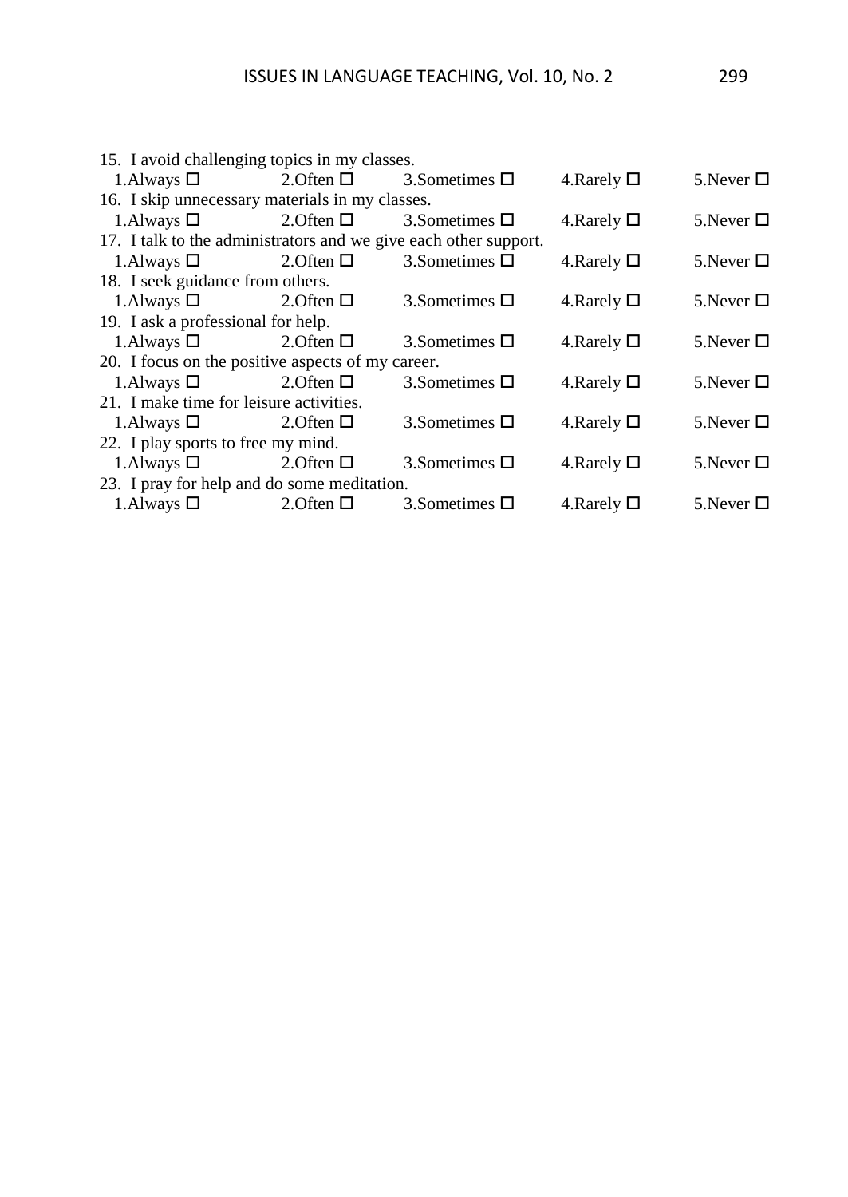15. I avoid challenging topics in my classes.
1.Always ☐ 2.Often ☐ 3.Sometimes ☐ 4.Rarely ☐ 5.Never ☐

16. I skip unnecessary materials in my classes.
1.Always ☐ 2.Often ☐ 3.Sometimes ☐ 4.Rarely ☐ 5.Never ☐

17. I talk to the administrators and we give each other support.
1.Always ☐ 2.Often ☐ 3.Sometimes ☐ 4.Rarely ☐ 5.Never ☐

18. I seek guidance from others.
1.Always ☐ 2.Often ☐ 3.Sometimes ☐ 4.Rarely ☐ 5.Never ☐

19. I ask a professional for help.
1.Always ☐ 2.Often ☐ 3.Sometimes ☐ 4.Rarely ☐ 5.Never ☐

20. I focus on the positive aspects of my career.
1.Always ☐ 2.Often ☐ 3.Sometimes ☐ 4.Rarely ☐ 5.Never ☐

21. I make time for leisure activities.
1.Always ☐ 2.Often ☐ 3.Sometimes ☐ 4.Rarely ☐ 5.Never ☐

22. I play sports to free my mind.
1.Always ☐ 2.Often ☐ 3.Sometimes ☐ 4.Rarely ☐ 5.Never ☐

23. I pray for help and do some meditation.
1.Always ☐ 2.Often ☐ 3.Sometimes ☐ 4.Rarely ☐ 5.Never ☐